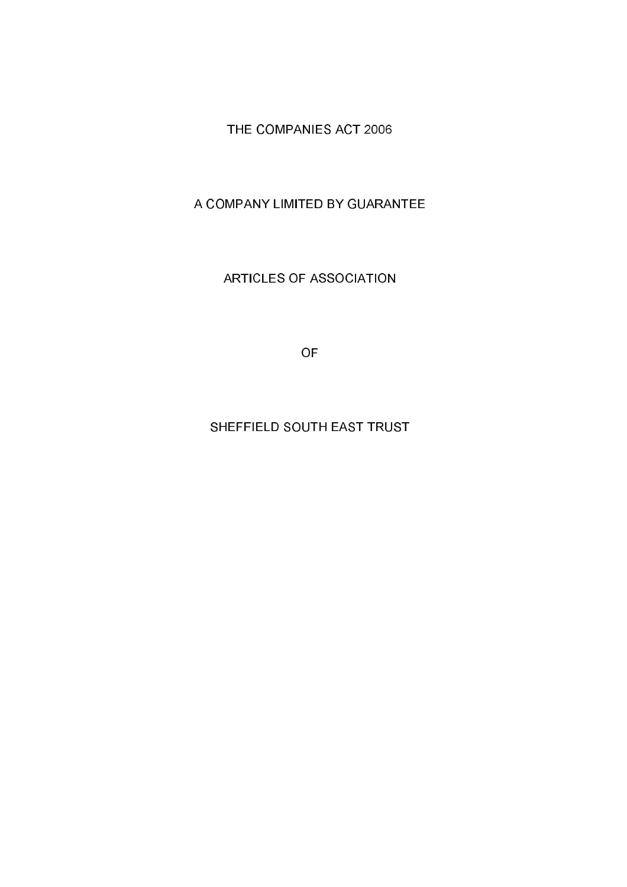THE COMPANIES ACT 2006

A COMPANY LIMITED BY GUARANTEE

ARTICLES OF ASSOCIATION

OF

SHEFFIELD SOUTH EAST TRUST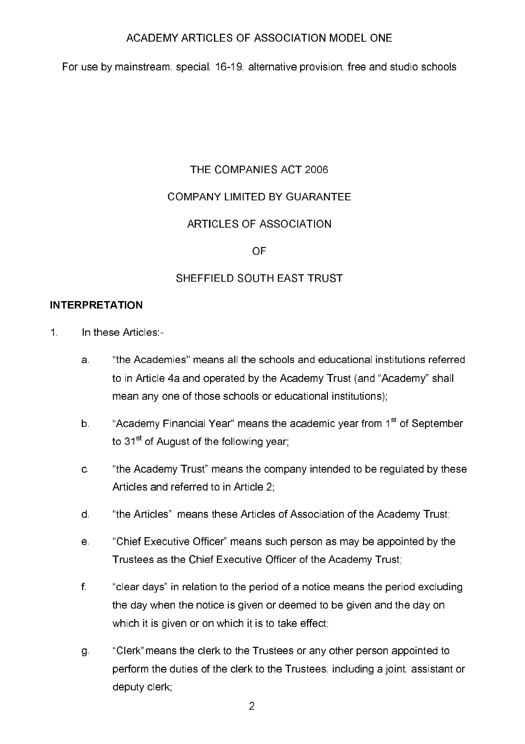ACADEMY ARTICLES OF ASSOCIATION MODEL ONE

For use by mainstream, special, 16-19, alternative provision, free and studio schools

THE COMPANIES ACT 2006

COMPANY LIMITED BY GUARANTEE

ARTICLES OF ASSOCIATION

OF

SHEFFIELD SOUTH EAST TRUST

**INTERPRETATION**

1. In these Articles:-

   a. "the Academies" means all the schools and educational institutions referred to in Article 4a and operated by the Academy Trust (and "Academy" shall mean any one of those schools or educational institutions);

   b. "Academy Financial Year" means the academic year from 1st of September to 31st of August of the following year;

   c. "the Academy Trust" means the company intended to be regulated by these Articles and referred to in Article 2;

   d. "the Articles" means these Articles of Association of the Academy Trust;

   e. "Chief Executive Officer" means such person as may be appointed by the Trustees as the Chief Executive Officer of the Academy Trust;

   f. "clear days" in relation to the period of a notice means the period excluding the day when the notice is given or deemed to be given and the day on which it is given or on which it is to take effect;

   g. "Clerk" means the clerk to the Trustees or any other person appointed to perform the duties of the clerk to the Trustees, including a joint, assistant or deputy clerk;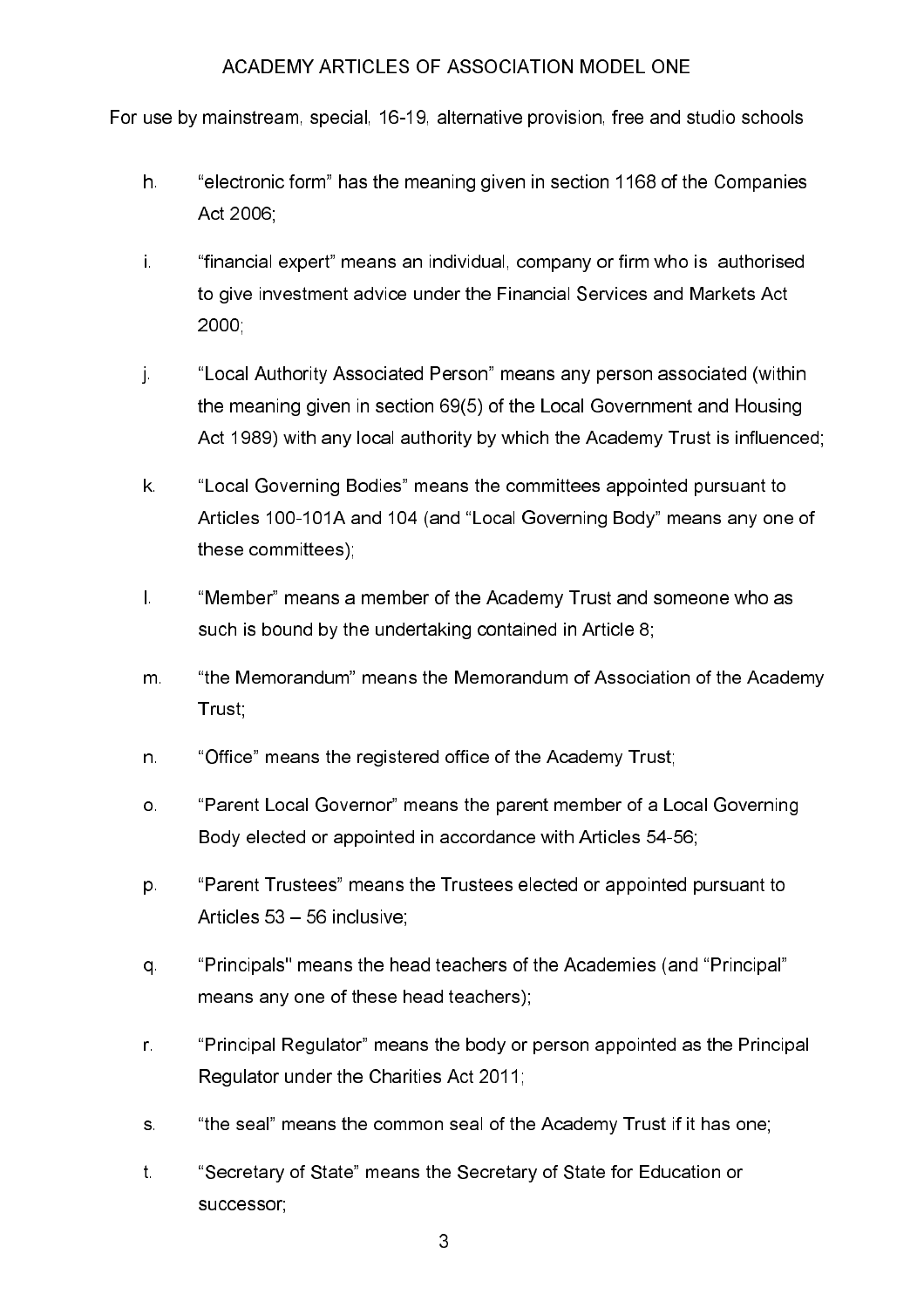h. "electronic form" has the meaning given in section 1168 of the Companies Act 2006;

i. "financial expert" means an individual, company or firm who is authorised to give investment advice under the Financial Services and Markets Act 2000;

j. "Local Authority Associated Person" means any person associated (within the meaning given in section 69(5) of the Local Government and Housing Act 1989) with any local authority by which the Academy Trust is influenced;

k. "Local Governing Bodies" means the committees appointed pursuant to Articles 100-101A and 104 (and "Local Governing Body" means any one of these committees);

l. "Member" means a member of the Academy Trust and someone who as such is bound by the undertaking contained in Article 8;

m. "the Memorandum" means the Memorandum of Association of the Academy Trust;

n. "Office" means the registered office of the Academy Trust;

o. "Parent Local Governor" means the parent member of a Local Governing Body elected or appointed in accordance with Articles 54-56;

p. "Parent Trustees" means the Trustees elected or appointed pursuant to Articles 53 – 56 inclusive;

q. "Principals" means the head teachers of the Academies (and "Principal" means any one of these head teachers);

r. "Principal Regulator" means the body or person appointed as the Principal Regulator under the Charities Act 2011;

s. "the seal" means the common seal of the Academy Trust if it has one;

t. "Secretary of State" means the Secretary of State for Education or successor;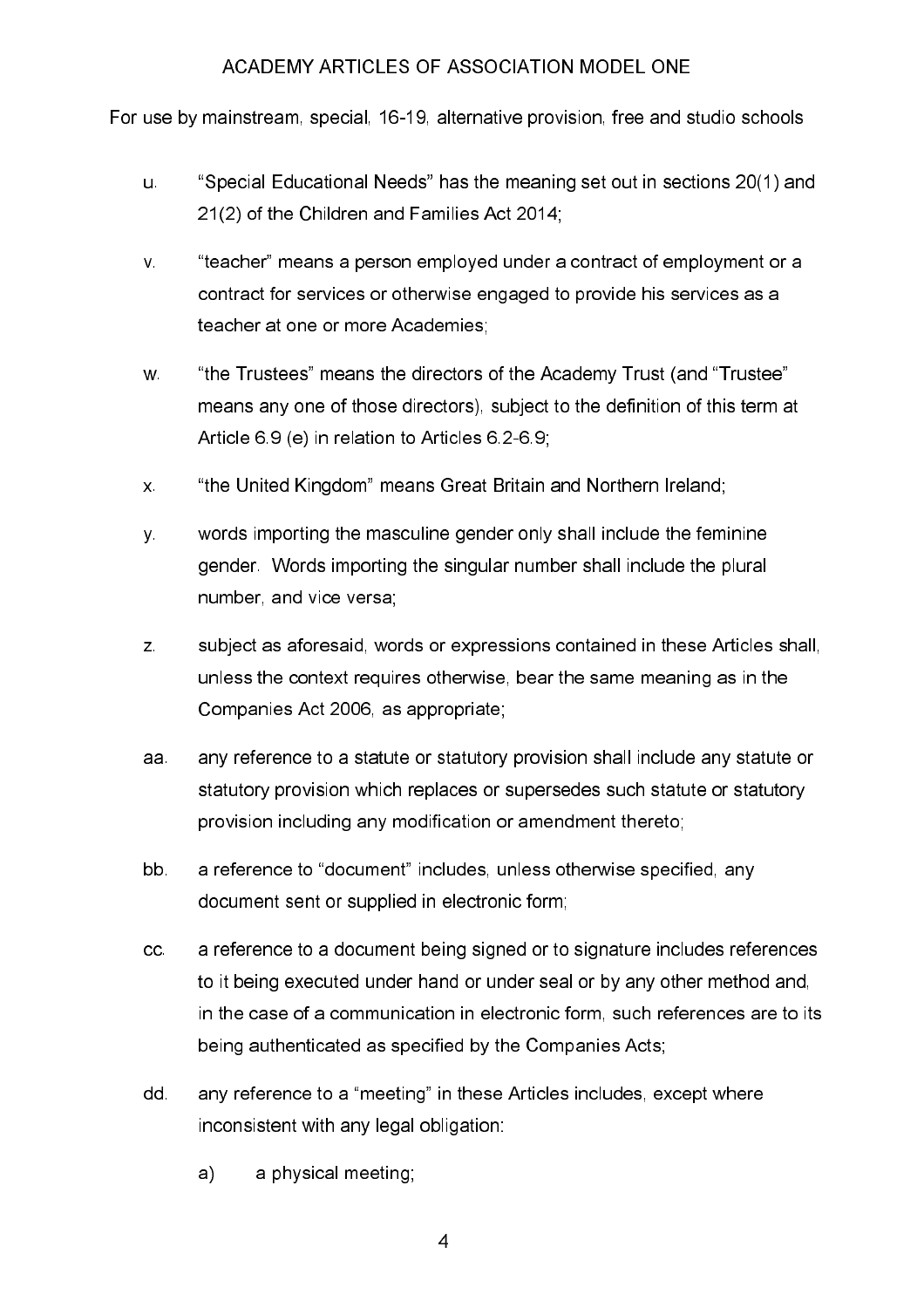u. "Special Educational Needs" has the meaning set out in sections 20(1) and 21(2) of the Children and Families Act 2014;

v. "teacher" means a person employed under a contract of employment or a contract for services or otherwise engaged to provide his services as a teacher at one or more Academies;

w. "the Trustees" means the directors of the Academy Trust (and "Trustee" means any one of those directors), subject to the definition of this term at Article 6.9 (e) in relation to Articles 6.2-6.9;

x. "the United Kingdom" means Great Britain and Northern Ireland;

y. words importing the masculine gender only shall include the feminine gender. Words importing the singular number shall include the plural number, and vice versa;

z. subject as aforesaid, words or expressions contained in these Articles shall, unless the context requires otherwise, bear the same meaning as in the Companies Act 2006, as appropriate;

aa. any reference to a statute or statutory provision shall include any statute or statutory provision which replaces or supersedes such statute or statutory provision including any modification or amendment thereto;

bb. a reference to "document" includes, unless otherwise specified, any document sent or supplied in electronic form;

cc. a reference to a document being signed or to signature includes references to it being executed under hand or under seal or by any other method and, in the case of a communication in electronic form, such references are to its being authenticated as specified by the Companies Acts;

dd. any reference to a "meeting" in these Articles includes, except where inconsistent with any legal obligation:

    a) a physical meeting;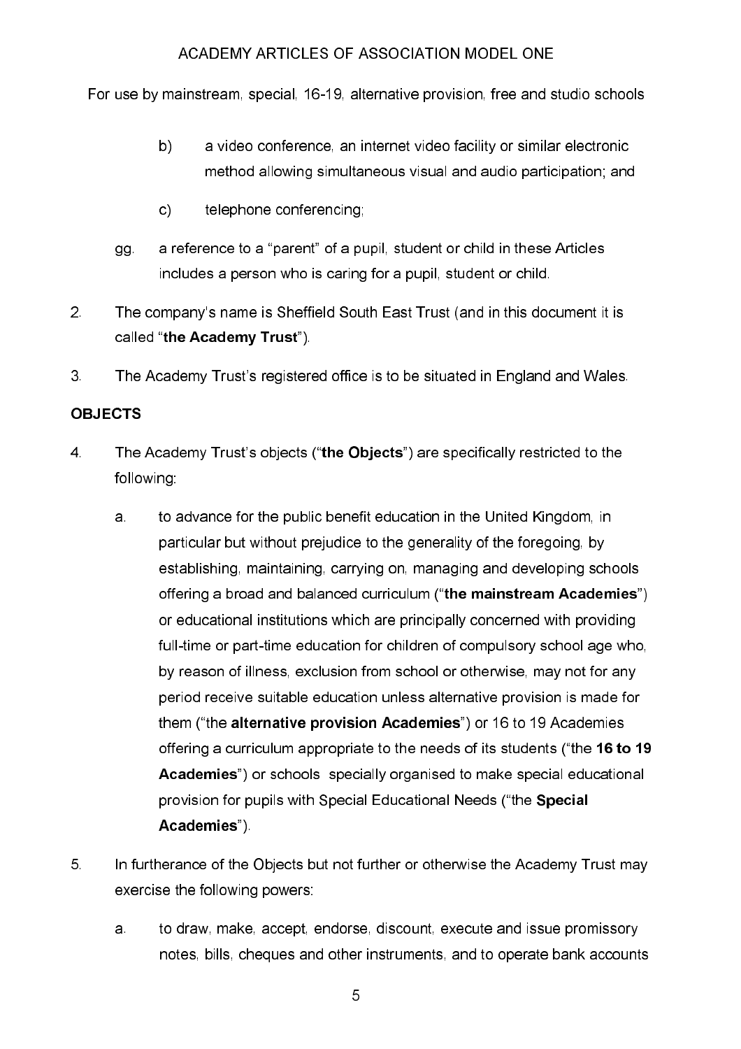b) a video conference, an internet video facility or similar electronic method allowing simultaneous visual and audio participation; and

c) telephone conferencing;

gg. a reference to a "parent" of a pupil, student or child in these Articles includes a person who is caring for a pupil, student or child.

2. The company's name is Sheffield South East Trust (and in this document it is called "**the Academy Trust**").

3. The Academy Trust's registered office is to be situated in England and Wales.

**OBJECTS**

4. The Academy Trust's objects ("**the Objects**") are specifically restricted to the following:

   a. to advance for the public benefit education in the United Kingdom, in particular but without prejudice to the generality of the foregoing, by establishing, maintaining, carrying on, managing and developing schools offering a broad and balanced curriculum ("**the mainstream Academies**") or educational institutions which are principally concerned with providing full-time or part-time education for children of compulsory school age who, by reason of illness, exclusion from school or otherwise, may not for any period receive suitable education unless alternative provision is made for them ("the **alternative provision Academies**") or 16 to 19 Academies offering a curriculum appropriate to the needs of its students ("the **16 to 19 Academies**") or schools specially organised to make special educational provision for pupils with Special Educational Needs ("the **Special Academies**").

5. In furtherance of the Objects but not further or otherwise the Academy Trust may exercise the following powers:

   a. to draw, make, accept, endorse, discount, execute and issue promissory notes, bills, cheques and other instruments, and to operate bank accounts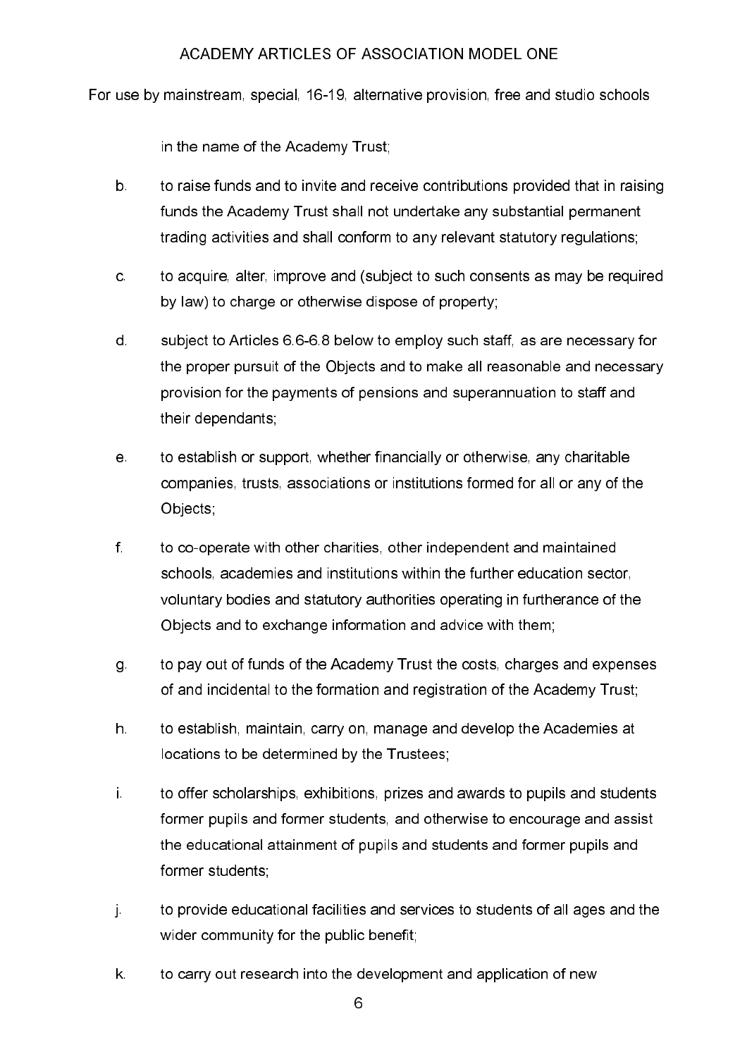in the name of the Academy Trust;

b. to raise funds and to invite and receive contributions provided that in raising funds the Academy Trust shall not undertake any substantial permanent trading activities and shall conform to any relevant statutory regulations;

c. to acquire, alter, improve and (subject to such consents as may be required by law) to charge or otherwise dispose of property;

d. subject to Articles 6.6-6.8 below to employ such staff, as are necessary for the proper pursuit of the Objects and to make all reasonable and necessary provision for the payments of pensions and superannuation to staff and their dependants;

e. to establish or support, whether financially or otherwise, any charitable companies, trusts, associations or institutions formed for all or any of the Objects;

f. to co-operate with other charities, other independent and maintained schools, academies and institutions within the further education sector, voluntary bodies and statutory authorities operating in furtherance of the Objects and to exchange information and advice with them;

g. to pay out of funds of the Academy Trust the costs, charges and expenses of and incidental to the formation and registration of the Academy Trust;

h. to establish, maintain, carry on, manage and develop the Academies at locations to be determined by the Trustees;

i. to offer scholarships, exhibitions, prizes and awards to pupils and students former pupils and former students, and otherwise to encourage and assist the educational attainment of pupils and students and former pupils and former students;

j. to provide educational facilities and services to students of all ages and the wider community for the public benefit;

k. to carry out research into the development and application of new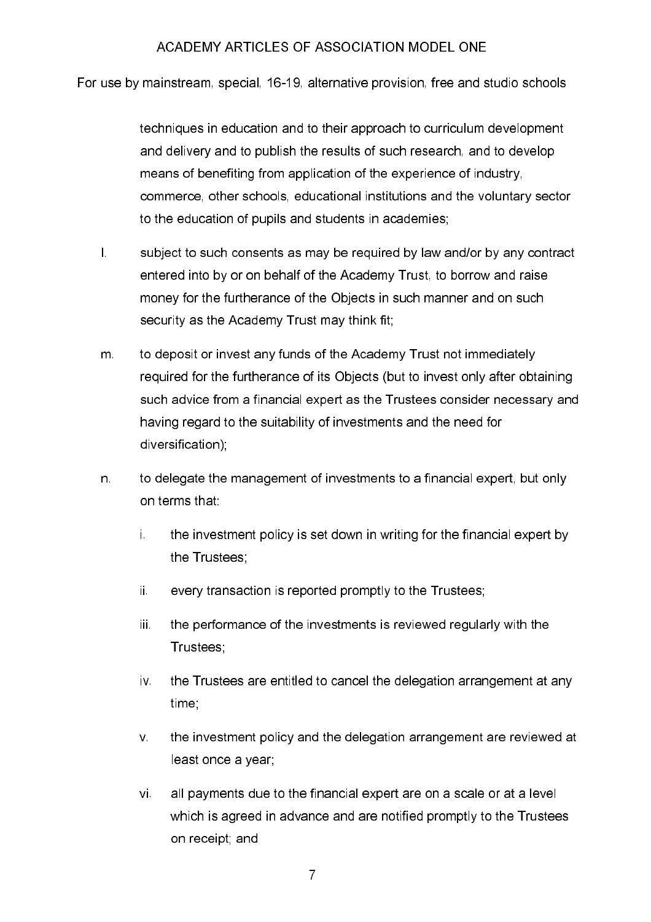techniques in education and to their approach to curriculum development and delivery and to publish the results of such research, and to develop means of benefiting from application of the experience of industry, commerce, other schools, educational institutions and the voluntary sector to the education of pupils and students in academies;

l. subject to such consents as may be required by law and/or by any contract entered into by or on behalf of the Academy Trust, to borrow and raise money for the furtherance of the Objects in such manner and on such security as the Academy Trust may think fit;

m. to deposit or invest any funds of the Academy Trust not immediately required for the furtherance of its Objects (but to invest only after obtaining such advice from a financial expert as the Trustees consider necessary and having regard to the suitability of investments and the need for diversification);

n. to delegate the management of investments to a financial expert, but only on terms that:

   i. the investment policy is set down in writing for the financial expert by the Trustees;

   ii. every transaction is reported promptly to the Trustees;

   iii. the performance of the investments is reviewed regularly with the Trustees;

   iv. the Trustees are entitled to cancel the delegation arrangement at any time;

   v. the investment policy and the delegation arrangement are reviewed at least once a year;

   vi. all payments due to the financial expert are on a scale or at a level which is agreed in advance and are notified promptly to the Trustees on receipt; and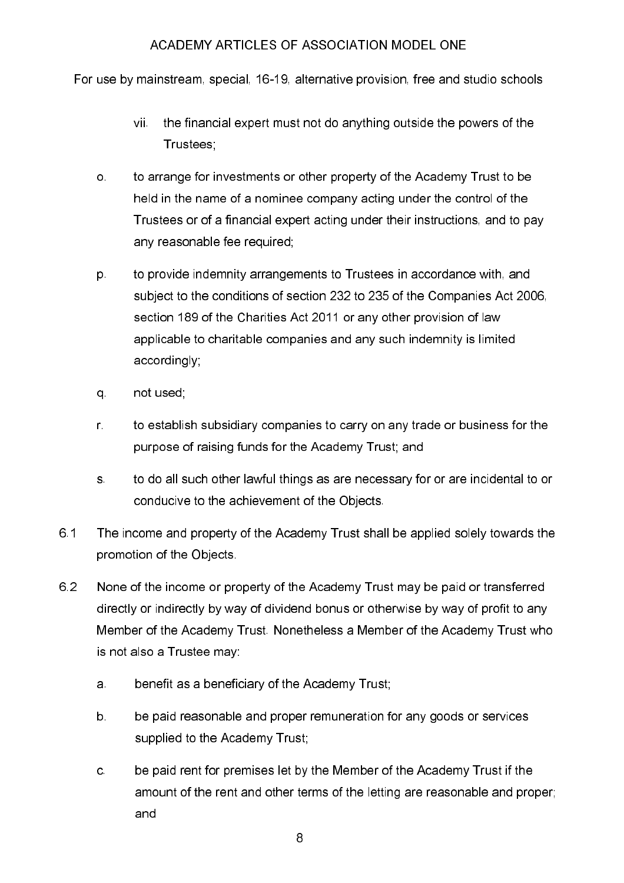vii. the financial expert must not do anything outside the powers of the Trustees;

o. to arrange for investments or other property of the Academy Trust to be held in the name of a nominee company acting under the control of the Trustees or of a financial expert acting under their instructions, and to pay any reasonable fee required;

p. to provide indemnity arrangements to Trustees in accordance with, and subject to the conditions of section 232 to 235 of the Companies Act 2006, section 189 of the Charities Act 2011 or any other provision of law applicable to charitable companies and any such indemnity is limited accordingly;

q. not used;

r. to establish subsidiary companies to carry on any trade or business for the purpose of raising funds for the Academy Trust; and

s. to do all such other lawful things as are necessary for or are incidental to or conducive to the achievement of the Objects.

6.1 The income and property of the Academy Trust shall be applied solely towards the promotion of the Objects.

6.2 None of the income or property of the Academy Trust may be paid or transferred directly or indirectly by way of dividend bonus or otherwise by way of profit to any Member of the Academy Trust. Nonetheless a Member of the Academy Trust who is not also a Trustee may:

a. benefit as a beneficiary of the Academy Trust;

b. be paid reasonable and proper remuneration for any goods or services supplied to the Academy Trust;

c. be paid rent for premises let by the Member of the Academy Trust if the amount of the rent and other terms of the letting are reasonable and proper; and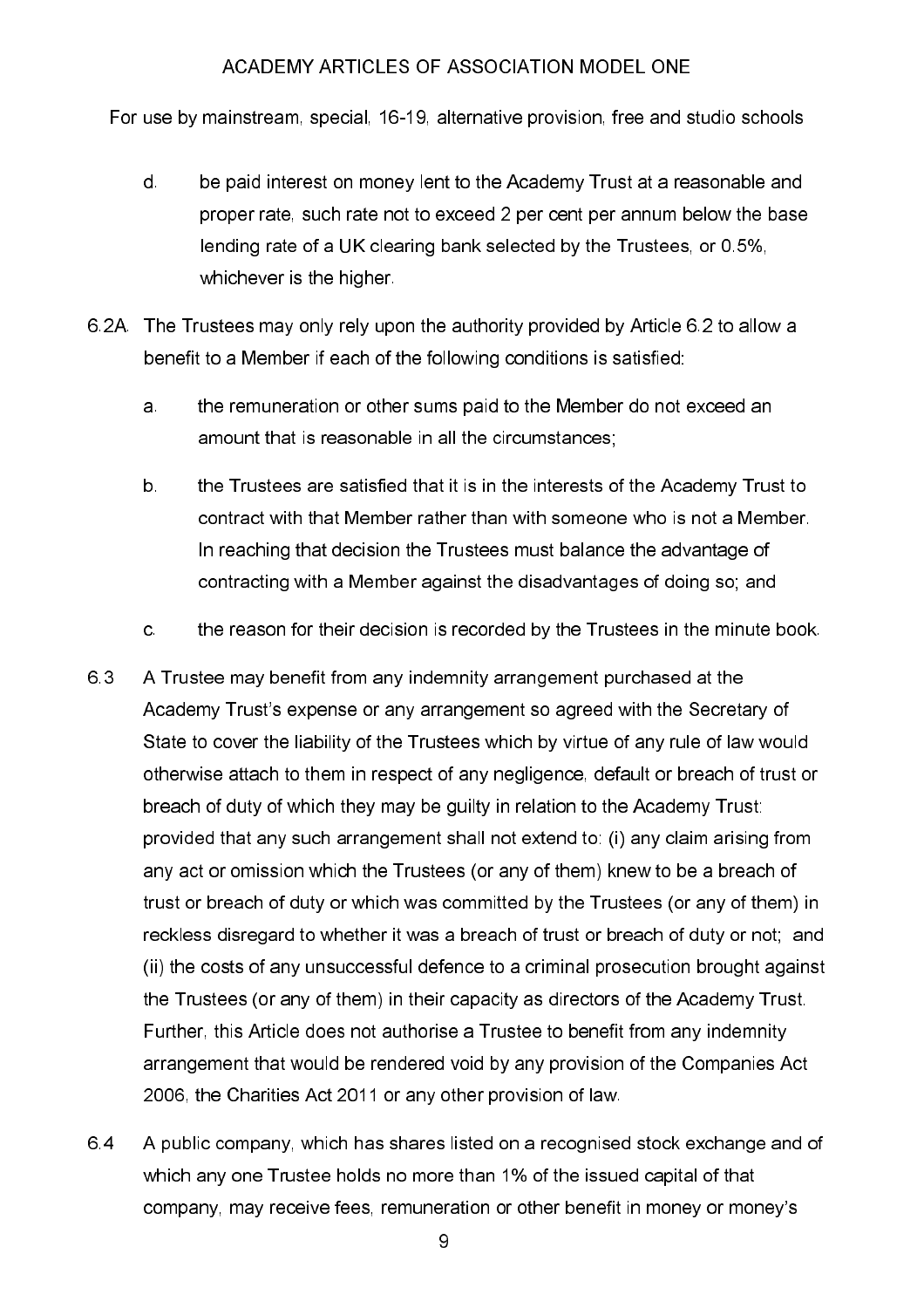d. be paid interest on money lent to the Academy Trust at a reasonable and proper rate, such rate not to exceed 2 per cent per annum below the base lending rate of a UK clearing bank selected by the Trustees, or 0.5%, whichever is the higher.

6.2A. The Trustees may only rely upon the authority provided by Article 6.2 to allow a benefit to a Member if each of the following conditions is satisfied:

a. the remuneration or other sums paid to the Member do not exceed an amount that is reasonable in all the circumstances;

b. the Trustees are satisfied that it is in the interests of the Academy Trust to contract with that Member rather than with someone who is not a Member. In reaching that decision the Trustees must balance the advantage of contracting with a Member against the disadvantages of doing so; and

c. the reason for their decision is recorded by the Trustees in the minute book.

6.3 A Trustee may benefit from any indemnity arrangement purchased at the Academy Trust's expense or any arrangement so agreed with the Secretary of State to cover the liability of the Trustees which by virtue of any rule of law would otherwise attach to them in respect of any negligence, default or breach of trust or breach of duty of which they may be guilty in relation to the Academy Trust: provided that any such arrangement shall not extend to: (i) any claim arising from any act or omission which the Trustees (or any of them) knew to be a breach of trust or breach of duty or which was committed by the Trustees (or any of them) in reckless disregard to whether it was a breach of trust or breach of duty or not; and (ii) the costs of any unsuccessful defence to a criminal prosecution brought against the Trustees (or any of them) in their capacity as directors of the Academy Trust. Further, this Article does not authorise a Trustee to benefit from any indemnity arrangement that would be rendered void by any provision of the Companies Act 2006, the Charities Act 2011 or any other provision of law.

6.4 A public company, which has shares listed on a recognised stock exchange and of which any one Trustee holds no more than 1% of the issued capital of that company, may receive fees, remuneration or other benefit in money or money's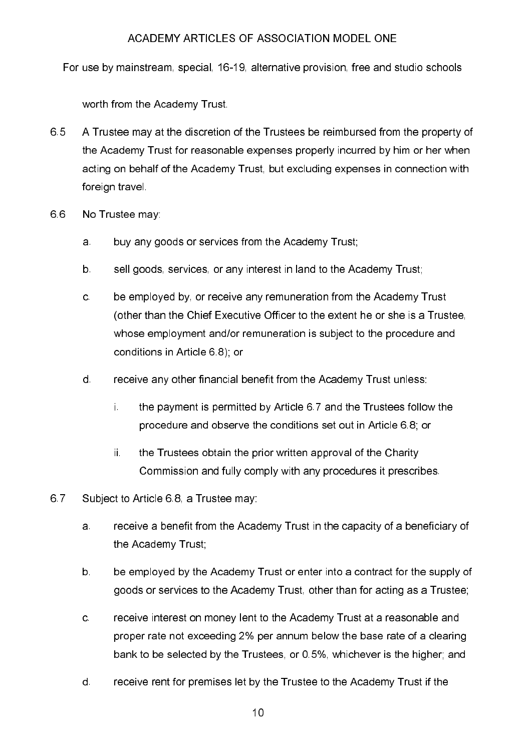worth from the Academy Trust.

6.5 A Trustee may at the discretion of the Trustees be reimbursed from the property of the Academy Trust for reasonable expenses properly incurred by him or her when acting on behalf of the Academy Trust, but excluding expenses in connection with foreign travel.

6.6 No Trustee may:

a. buy any goods or services from the Academy Trust;

b. sell goods, services, or any interest in land to the Academy Trust;

c. be employed by, or receive any remuneration from the Academy Trust (other than the Chief Executive Officer to the extent he or she is a Trustee, whose employment and/or remuneration is subject to the procedure and conditions in Article 6.8); or

d. receive any other financial benefit from the Academy Trust unless:

i. the payment is permitted by Article 6.7 and the Trustees follow the procedure and observe the conditions set out in Article 6.8; or

ii. the Trustees obtain the prior written approval of the Charity Commission and fully comply with any procedures it prescribes.

6.7 Subject to Article 6.8, a Trustee may:

a. receive a benefit from the Academy Trust in the capacity of a beneficiary of the Academy Trust;

b. be employed by the Academy Trust or enter into a contract for the supply of goods or services to the Academy Trust, other than for acting as a Trustee;

c. receive interest on money lent to the Academy Trust at a reasonable and proper rate not exceeding 2% per annum below the base rate of a clearing bank to be selected by the Trustees, or 0.5%, whichever is the higher; and

d. receive rent for premises let by the Trustee to the Academy Trust if the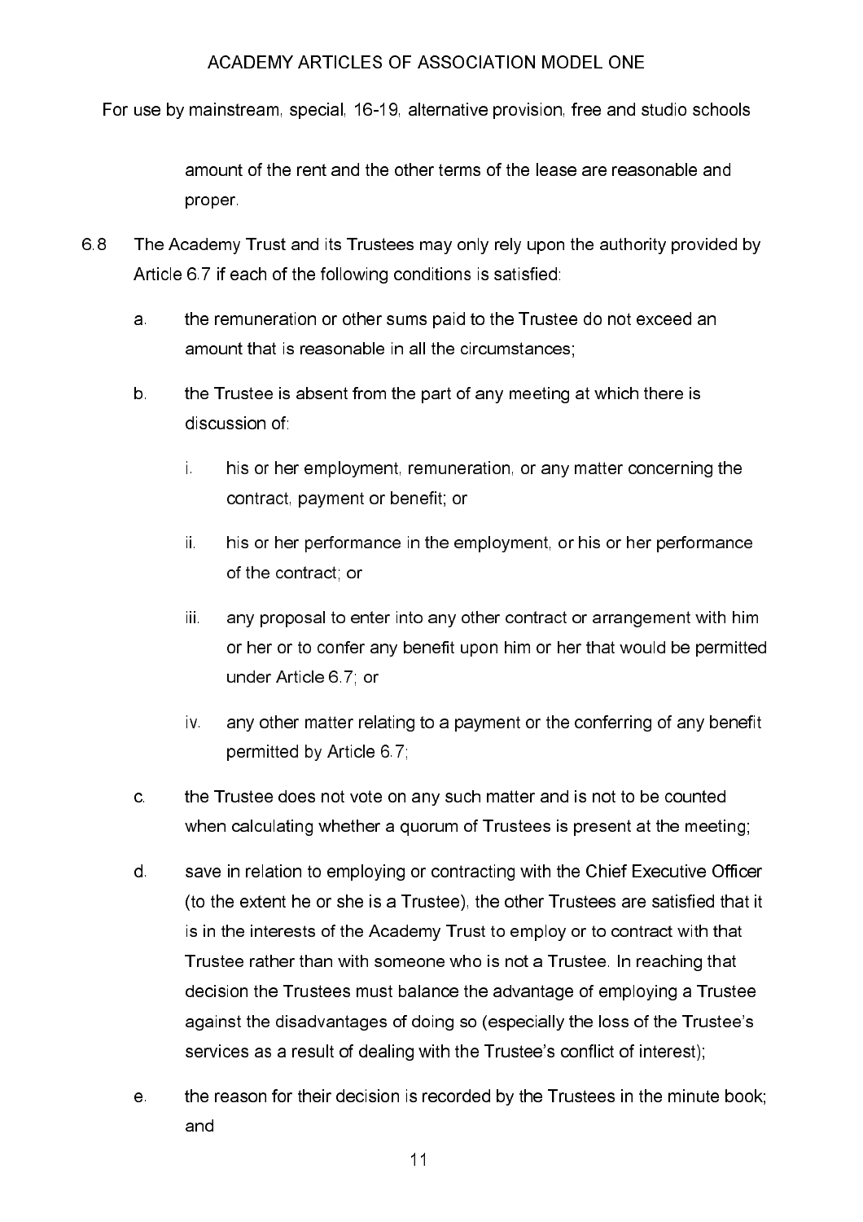amount of the rent and the other terms of the lease are reasonable and proper.

6.8 The Academy Trust and its Trustees may only rely upon the authority provided by Article 6.7 if each of the following conditions is satisfied:

a. the remuneration or other sums paid to the Trustee do not exceed an amount that is reasonable in all the circumstances;

b. the Trustee is absent from the part of any meeting at which there is discussion of:

   i. his or her employment, remuneration, or any matter concerning the contract, payment or benefit; or

   ii. his or her performance in the employment, or his or her performance of the contract; or

   iii. any proposal to enter into any other contract or arrangement with him or her or to confer any benefit upon him or her that would be permitted under Article 6.7; or

   iv. any other matter relating to a payment or the conferring of any benefit permitted by Article 6.7;

c. the Trustee does not vote on any such matter and is not to be counted when calculating whether a quorum of Trustees is present at the meeting;

d. save in relation to employing or contracting with the Chief Executive Officer (to the extent he or she is a Trustee), the other Trustees are satisfied that it is in the interests of the Academy Trust to employ or to contract with that Trustee rather than with someone who is not a Trustee. In reaching that decision the Trustees must balance the advantage of employing a Trustee against the disadvantages of doing so (especially the loss of the Trustee's services as a result of dealing with the Trustee's conflict of interest);

e. the reason for their decision is recorded by the Trustees in the minute book; and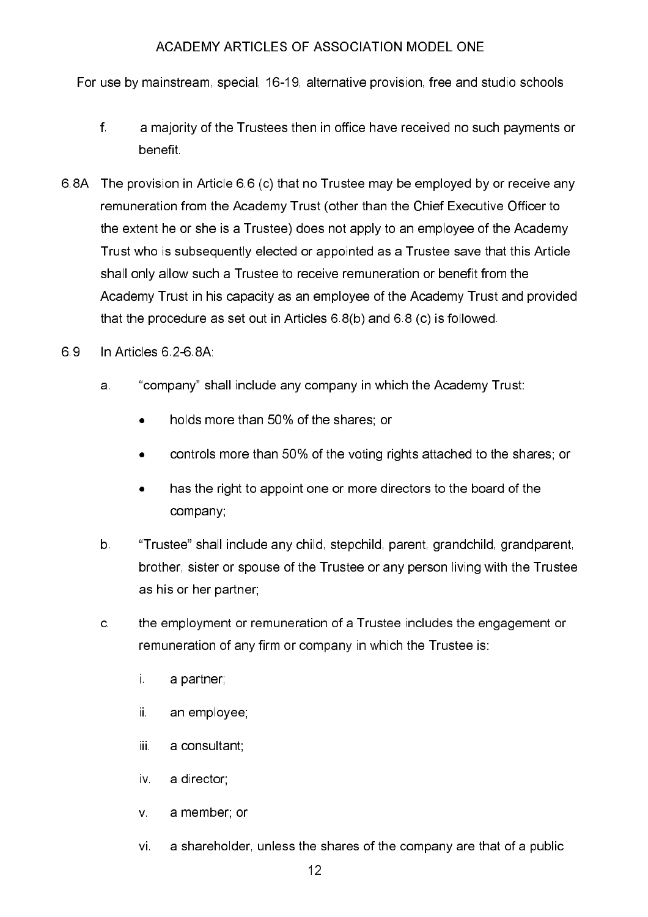f. a majority of the Trustees then in office have received no such payments or benefit.

6.8A The provision in Article 6.6 (c) that no Trustee may be employed by or receive any remuneration from the Academy Trust (other than the Chief Executive Officer to the extent he or she is a Trustee) does not apply to an employee of the Academy Trust who is subsequently elected or appointed as a Trustee save that this Article shall only allow such a Trustee to receive remuneration or benefit from the Academy Trust in his capacity as an employee of the Academy Trust and provided that the procedure as set out in Articles 6.8(b) and 6.8 (c) is followed.

6.9 In Articles 6.2-6.8A:

a. "company" shall include any company in which the Academy Trust:

- holds more than 50% of the shares; or
- controls more than 50% of the voting rights attached to the shares; or
- has the right to appoint one or more directors to the board of the company;

b. "Trustee" shall include any child, stepchild, parent, grandchild, grandparent, brother, sister or spouse of the Trustee or any person living with the Trustee as his or her partner;

c. the employment or remuneration of a Trustee includes the engagement or remuneration of any firm or company in which the Trustee is:

i. a partner;

ii. an employee;

iii. a consultant;

iv. a director;

v. a member; or

vi. a shareholder, unless the shares of the company are that of a public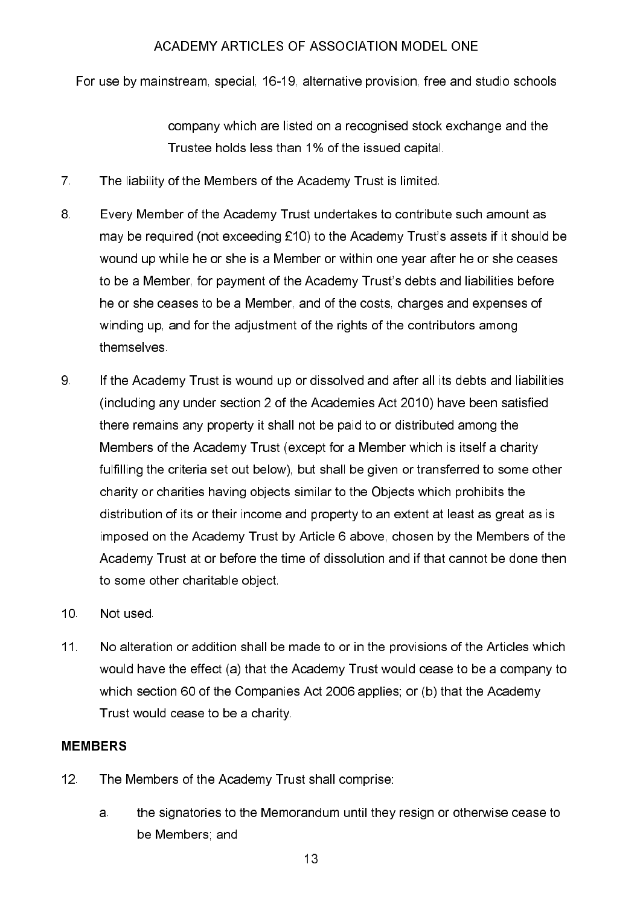company which are listed on a recognised stock exchange and the Trustee holds less than 1% of the issued capital.

7. The liability of the Members of the Academy Trust is limited.

8. Every Member of the Academy Trust undertakes to contribute such amount as may be required (not exceeding £10) to the Academy Trust's assets if it should be wound up while he or she is a Member or within one year after he or she ceases to be a Member, for payment of the Academy Trust's debts and liabilities before he or she ceases to be a Member, and of the costs, charges and expenses of winding up, and for the adjustment of the rights of the contributors among themselves.

9. If the Academy Trust is wound up or dissolved and after all its debts and liabilities (including any under section 2 of the Academies Act 2010) have been satisfied there remains any property it shall not be paid to or distributed among the Members of the Academy Trust (except for a Member which is itself a charity fulfilling the criteria set out below), but shall be given or transferred to some other charity or charities having objects similar to the Objects which prohibits the distribution of its or their income and property to an extent at least as great as is imposed on the Academy Trust by Article 6 above, chosen by the Members of the Academy Trust at or before the time of dissolution and if that cannot be done then to some other charitable object.

10. Not used.

11. No alteration or addition shall be made to or in the provisions of the Articles which would have the effect (a) that the Academy Trust would cease to be a company to which section 60 of the Companies Act 2006 applies; or (b) that the Academy Trust would cease to be a charity.

## MEMBERS

12. The Members of the Academy Trust shall comprise:

    a. the signatories to the Memorandum until they resign or otherwise cease to be Members; and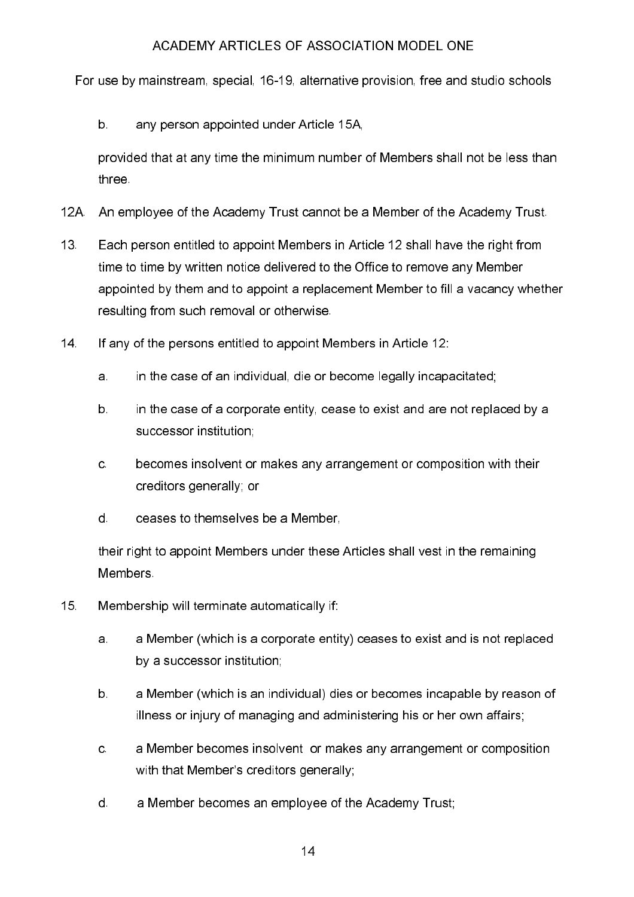b. any person appointed under Article 15A,

provided that at any time the minimum number of Members shall not be less than three.

12A. An employee of the Academy Trust cannot be a Member of the Academy Trust.

13. Each person entitled to appoint Members in Article 12 shall have the right from time to time by written notice delivered to the Office to remove any Member appointed by them and to appoint a replacement Member to fill a vacancy whether resulting from such removal or otherwise.

14. If any of the persons entitled to appoint Members in Article 12:

    a. in the case of an individual, die or become legally incapacitated;

    b. in the case of a corporate entity, cease to exist and are not replaced by a successor institution;

    c. becomes insolvent or makes any arrangement or composition with their creditors generally; or

    d. ceases to themselves be a Member,

    their right to appoint Members under these Articles shall vest in the remaining Members.

15. Membership will terminate automatically if:

    a. a Member (which is a corporate entity) ceases to exist and is not replaced by a successor institution;

    b. a Member (which is an individual) dies or becomes incapable by reason of illness or injury of managing and administering his or her own affairs;

    c. a Member becomes insolvent or makes any arrangement or composition with that Member's creditors generally;

    d. a Member becomes an employee of the Academy Trust;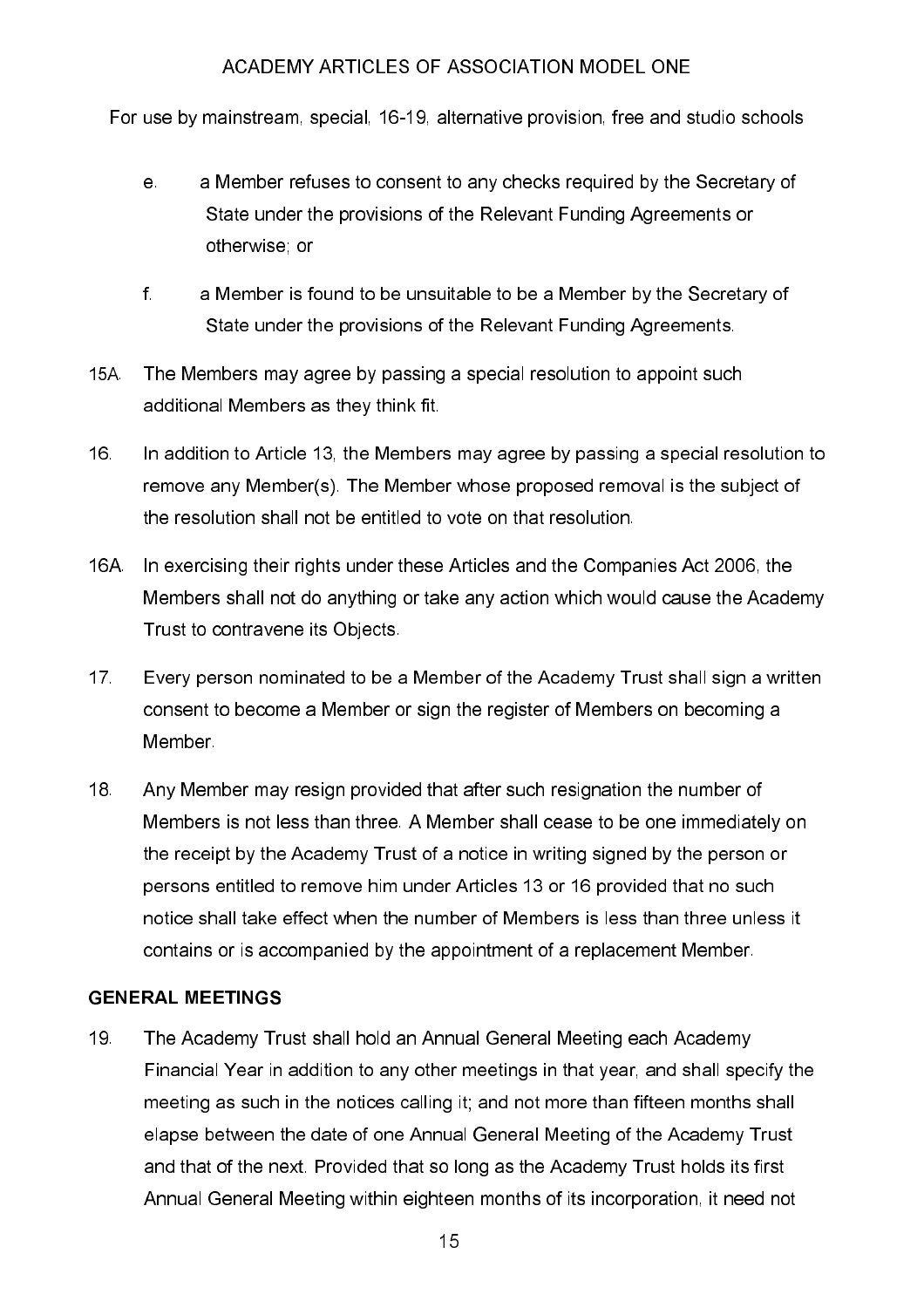e. a Member refuses to consent to any checks required by the Secretary of State under the provisions of the Relevant Funding Agreements or otherwise; or

f. a Member is found to be unsuitable to be a Member by the Secretary of State under the provisions of the Relevant Funding Agreements.

15A. The Members may agree by passing a special resolution to appoint such additional Members as they think fit.

16. In addition to Article 13, the Members may agree by passing a special resolution to remove any Member(s). The Member whose proposed removal is the subject of the resolution shall not be entitled to vote on that resolution.

16A. In exercising their rights under these Articles and the Companies Act 2006, the Members shall not do anything or take any action which would cause the Academy Trust to contravene its Objects.

17. Every person nominated to be a Member of the Academy Trust shall sign a written consent to become a Member or sign the register of Members on becoming a Member.

18. Any Member may resign provided that after such resignation the number of Members is not less than three. A Member shall cease to be one immediately on the receipt by the Academy Trust of a notice in writing signed by the person or persons entitled to remove him under Articles 13 or 16 provided that no such notice shall take effect when the number of Members is less than three unless it contains or is accompanied by the appointment of a replacement Member.

**GENERAL MEETINGS**

19. The Academy Trust shall hold an Annual General Meeting each Academy Financial Year in addition to any other meetings in that year, and shall specify the meeting as such in the notices calling it; and not more than fifteen months shall elapse between the date of one Annual General Meeting of the Academy Trust and that of the next. Provided that so long as the Academy Trust holds its first Annual General Meeting within eighteen months of its incorporation, it need not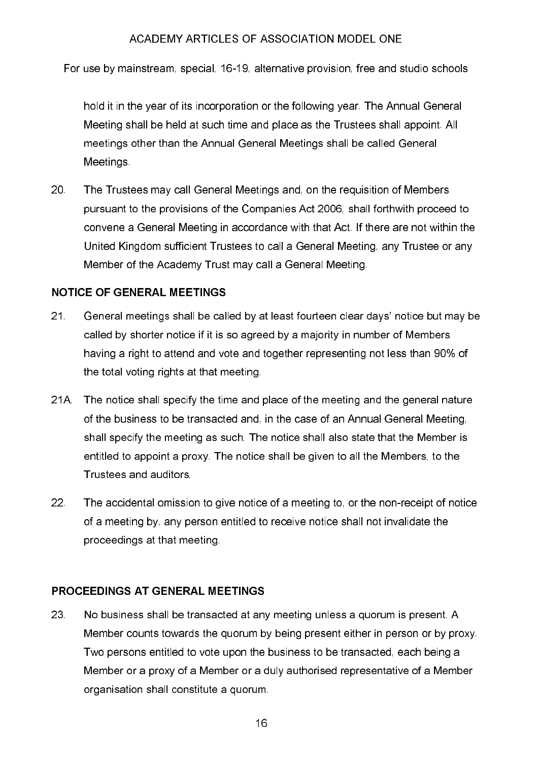hold it in the year of its incorporation or the following year. The Annual General Meeting shall be held at such time and place as the Trustees shall appoint. All meetings other than the Annual General Meetings shall be called General Meetings.

20. The Trustees may call General Meetings and, on the requisition of Members pursuant to the provisions of the Companies Act 2006, shall forthwith proceed to convene a General Meeting in accordance with that Act. If there are not within the United Kingdom sufficient Trustees to call a General Meeting, any Trustee or any Member of the Academy Trust may call a General Meeting.

## NOTICE OF GENERAL MEETINGS

21. General meetings shall be called by at least fourteen clear days' notice but may be called by shorter notice if it is so agreed by a majority in number of Members having a right to attend and vote and together representing not less than 90% of the total voting rights at that meeting.

21A. The notice shall specify the time and place of the meeting and the general nature of the business to be transacted and, in the case of an Annual General Meeting, shall specify the meeting as such. The notice shall also state that the Member is entitled to appoint a proxy. The notice shall be given to all the Members, to the Trustees and auditors.

22. The accidental omission to give notice of a meeting to, or the non-receipt of notice of a meeting by, any person entitled to receive notice shall not invalidate the proceedings at that meeting.

## PROCEEDINGS AT GENERAL MEETINGS

23. No business shall be transacted at any meeting unless a quorum is present. A Member counts towards the quorum by being present either in person or by proxy. Two persons entitled to vote upon the business to be transacted, each being a Member or a proxy of a Member or a duly authorised representative of a Member organisation shall constitute a quorum.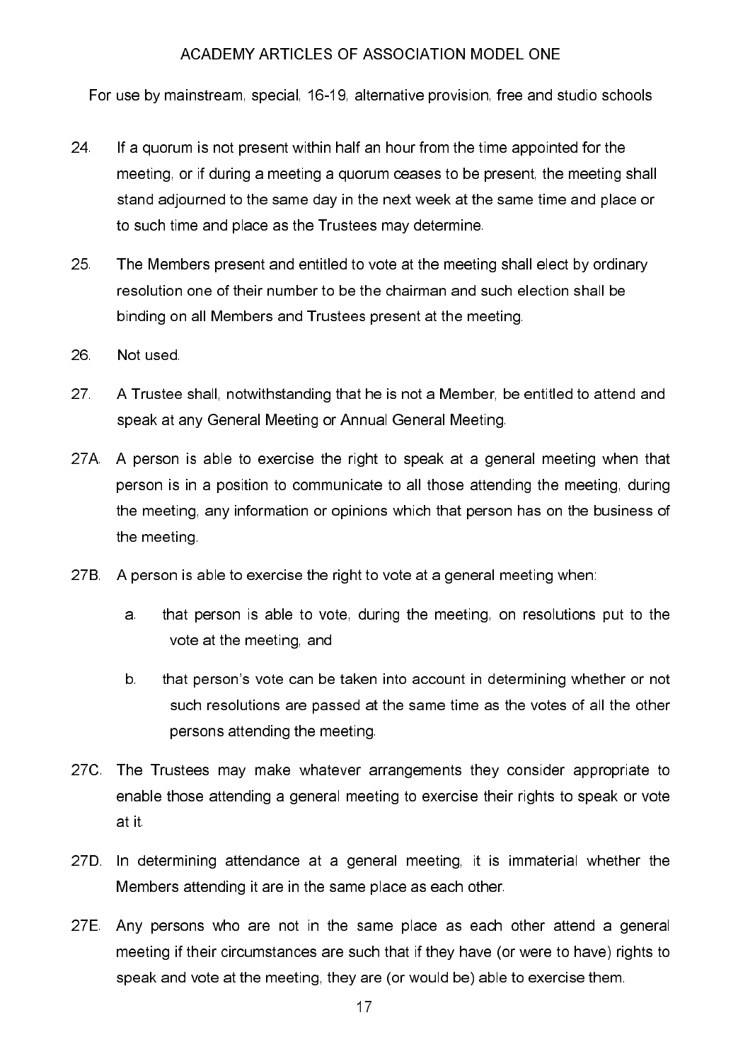24. If a quorum is not present within half an hour from the time appointed for the meeting, or if during a meeting a quorum ceases to be present, the meeting shall stand adjourned to the same day in the next week at the same time and place or to such time and place as the Trustees may determine.

25. The Members present and entitled to vote at the meeting shall elect by ordinary resolution one of their number to be the chairman and such election shall be binding on all Members and Trustees present at the meeting.

26. Not used.

27. A Trustee shall, notwithstanding that he is not a Member, be entitled to attend and speak at any General Meeting or Annual General Meeting.

27A. A person is able to exercise the right to speak at a general meeting when that person is in a position to communicate to all those attending the meeting, during the meeting, any information or opinions which that person has on the business of the meeting.

27B. A person is able to exercise the right to vote at a general meeting when:

   a. that person is able to vote, during the meeting, on resolutions put to the vote at the meeting, and

   b. that person's vote can be taken into account in determining whether or not such resolutions are passed at the same time as the votes of all the other persons attending the meeting.

27C. The Trustees may make whatever arrangements they consider appropriate to enable those attending a general meeting to exercise their rights to speak or vote at it.

27D. In determining attendance at a general meeting, it is immaterial whether the Members attending it are in the same place as each other.

27E. Any persons who are not in the same place as each other attend a general meeting if their circumstances are such that if they have (or were to have) rights to speak and vote at the meeting, they are (or would be) able to exercise them.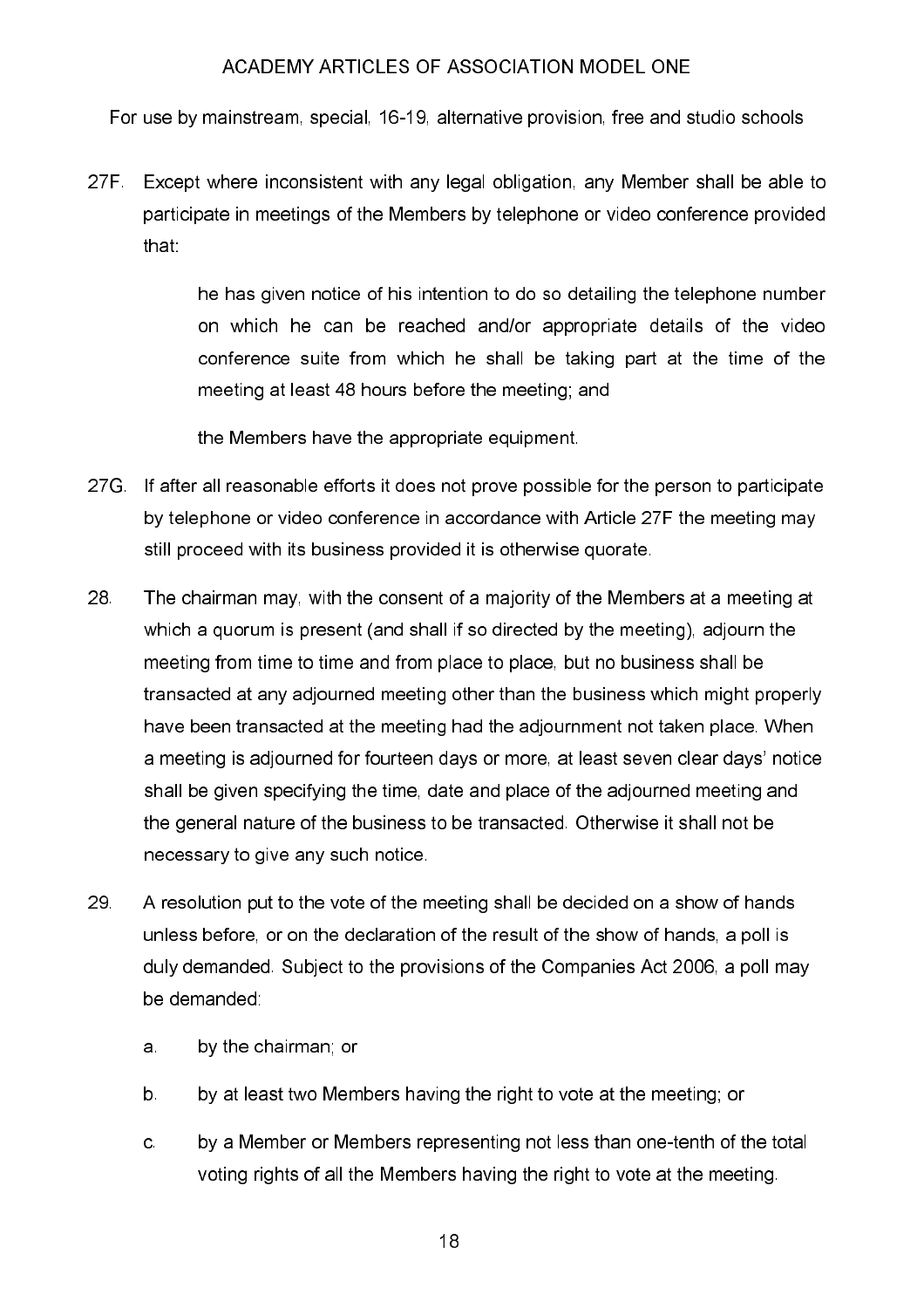27F. Except where inconsistent with any legal obligation, any Member shall be able to participate in meetings of the Members by telephone or video conference provided that:

he has given notice of his intention to do so detailing the telephone number on which he can be reached and/or appropriate details of the video conference suite from which he shall be taking part at the time of the meeting at least 48 hours before the meeting; and

the Members have the appropriate equipment.

27G. If after all reasonable efforts it does not prove possible for the person to participate by telephone or video conference in accordance with Article 27F the meeting may still proceed with its business provided it is otherwise quorate.

28. The chairman may, with the consent of a majority of the Members at a meeting at which a quorum is present (and shall if so directed by the meeting), adjourn the meeting from time to time and from place to place, but no business shall be transacted at any adjourned meeting other than the business which might properly have been transacted at the meeting had the adjournment not taken place. When a meeting is adjourned for fourteen days or more, at least seven clear days' notice shall be given specifying the time, date and place of the adjourned meeting and the general nature of the business to be transacted. Otherwise it shall not be necessary to give any such notice.

29. A resolution put to the vote of the meeting shall be decided on a show of hands unless before, or on the declaration of the result of the show of hands, a poll is duly demanded. Subject to the provisions of the Companies Act 2006, a poll may be demanded:

    a. by the chairman; or

    b. by at least two Members having the right to vote at the meeting; or

    c. by a Member or Members representing not less than one-tenth of the total voting rights of all the Members having the right to vote at the meeting.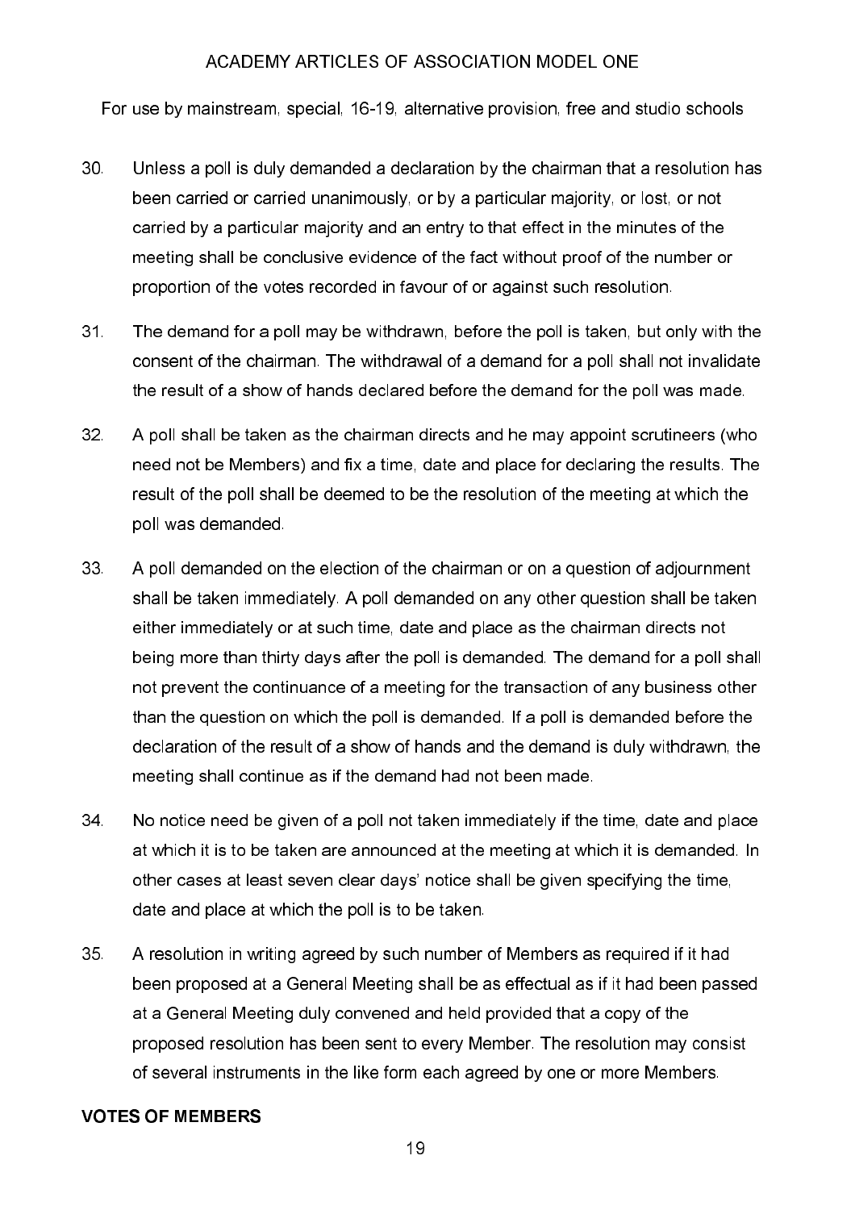30. Unless a poll is duly demanded a declaration by the chairman that a resolution has been carried or carried unanimously, or by a particular majority, or lost, or not carried by a particular majority and an entry to that effect in the minutes of the meeting shall be conclusive evidence of the fact without proof of the number or proportion of the votes recorded in favour of or against such resolution.

31. The demand for a poll may be withdrawn, before the poll is taken, but only with the consent of the chairman. The withdrawal of a demand for a poll shall not invalidate the result of a show of hands declared before the demand for the poll was made.

32. A poll shall be taken as the chairman directs and he may appoint scrutineers (who need not be Members) and fix a time, date and place for declaring the results. The result of the poll shall be deemed to be the resolution of the meeting at which the poll was demanded.

33. A poll demanded on the election of the chairman or on a question of adjournment shall be taken immediately. A poll demanded on any other question shall be taken either immediately or at such time, date and place as the chairman directs not being more than thirty days after the poll is demanded. The demand for a poll shall not prevent the continuance of a meeting for the transaction of any business other than the question on which the poll is demanded. If a poll is demanded before the declaration of the result of a show of hands and the demand is duly withdrawn, the meeting shall continue as if the demand had not been made.

34. No notice need be given of a poll not taken immediately if the time, date and place at which it is to be taken are announced at the meeting at which it is demanded. In other cases at least seven clear days' notice shall be given specifying the time, date and place at which the poll is to be taken.

35. A resolution in writing agreed by such number of Members as required if it had been proposed at a General Meeting shall be as effectual as if it had been passed at a General Meeting duly convened and held provided that a copy of the proposed resolution has been sent to every Member. The resolution may consist of several instruments in the like form each agreed by one or more Members.

**VOTES OF MEMBERS**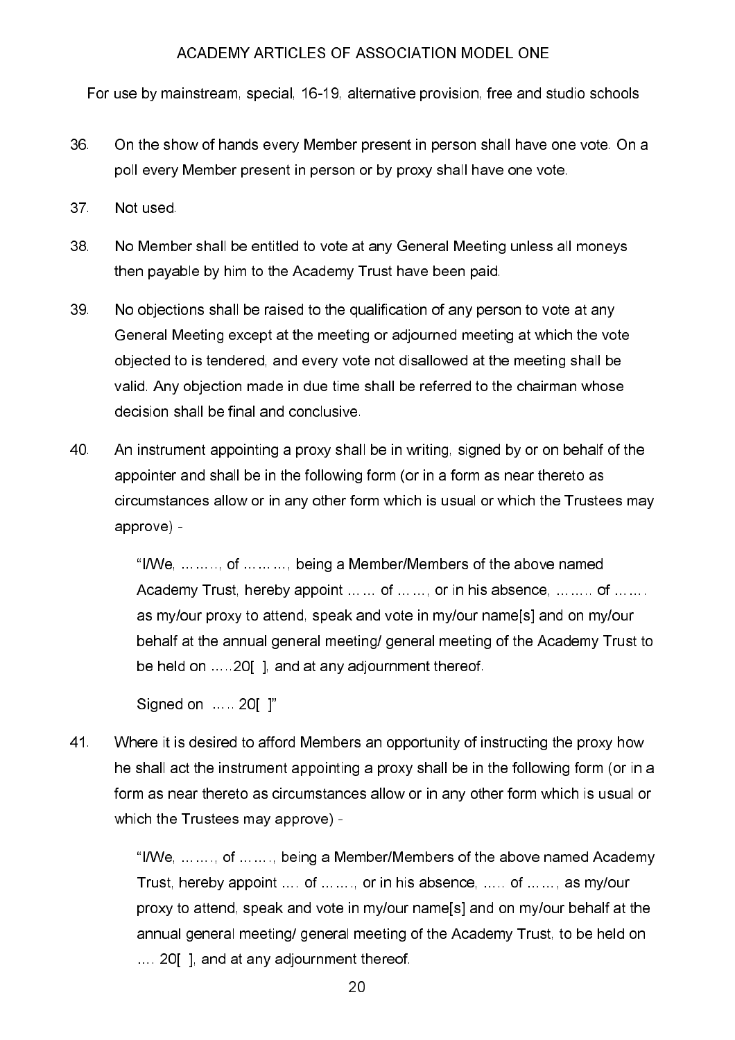36. On the show of hands every Member present in person shall have one vote. On a poll every Member present in person or by proxy shall have one vote.

37. Not used.

38. No Member shall be entitled to vote at any General Meeting unless all moneys then payable by him to the Academy Trust have been paid.

39. No objections shall be raised to the qualification of any person to vote at any General Meeting except at the meeting or adjourned meeting at which the vote objected to is tendered, and every vote not disallowed at the meeting shall be valid. Any objection made in due time shall be referred to the chairman whose decision shall be final and conclusive.

40. An instrument appointing a proxy shall be in writing, signed by or on behalf of the appointer and shall be in the following form (or in a form as near thereto as circumstances allow or in any other form which is usual or which the Trustees may approve) -

> "I/We, ……..., of ………, being a Member/Members of the above named Academy Trust, hereby appoint …… of ……, or in his absence, …….. of ……. as my/our proxy to attend, speak and vote in my/our name[s] and on my/our behalf at the annual general meeting/ general meeting of the Academy Trust to be held on …..20[ ], and at any adjournment thereof.
>
> Signed on ….. 20[ ]"

41. Where it is desired to afford Members an opportunity of instructing the proxy how he shall act the instrument appointing a proxy shall be in the following form (or in a form as near thereto as circumstances allow or in any other form which is usual or which the Trustees may approve) -

> "I/We, ……., of ……., being a Member/Members of the above named Academy Trust, hereby appoint …. of ……., or in his absence, ….. of ……, as my/our proxy to attend, speak and vote in my/our name[s] and on my/our behalf at the annual general meeting/ general meeting of the Academy Trust, to be held on …. 20[ ], and at any adjournment thereof.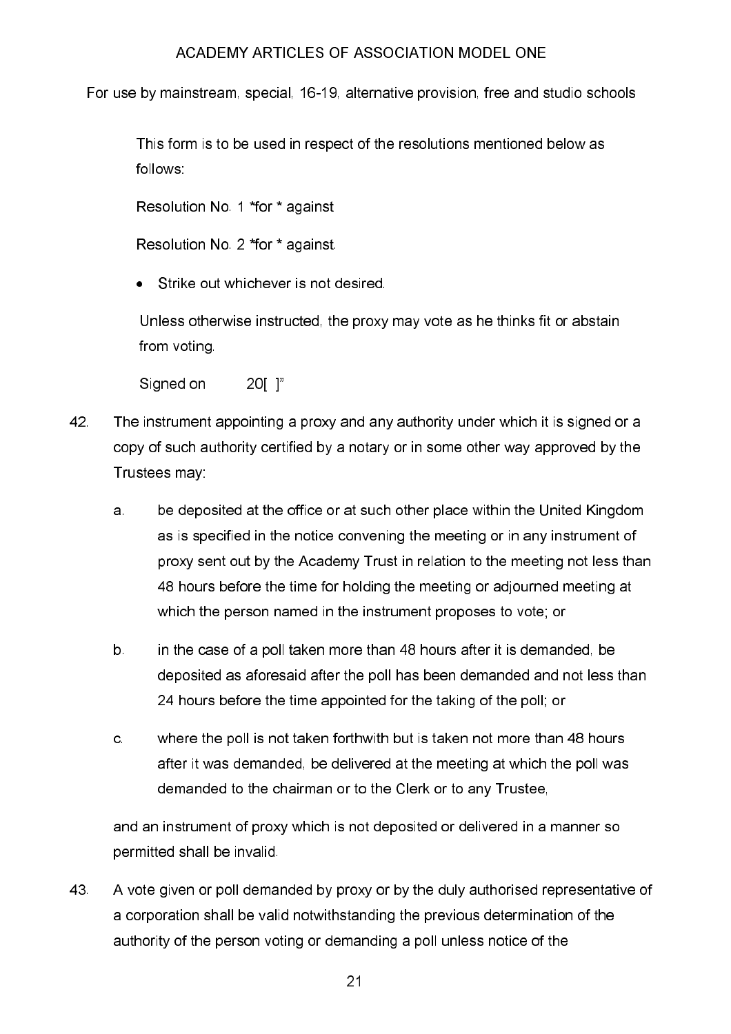This form is to be used in respect of the resolutions mentioned below as follows:

Resolution No. 1 *for * against

Resolution No. 2 *for * against.

- Strike out whichever is not desired.

Unless otherwise instructed, the proxy may vote as he thinks fit or abstain from voting.

Signed on          20[ ]"

42. The instrument appointing a proxy and any authority under which it is signed or a copy of such authority certified by a notary or in some other way approved by the Trustees may:

    a. be deposited at the office or at such other place within the United Kingdom as is specified in the notice convening the meeting or in any instrument of proxy sent out by the Academy Trust in relation to the meeting not less than 48 hours before the time for holding the meeting or adjourned meeting at which the person named in the instrument proposes to vote; or

    b. in the case of a poll taken more than 48 hours after it is demanded, be deposited as aforesaid after the poll has been demanded and not less than 24 hours before the time appointed for the taking of the poll; or

    c. where the poll is not taken forthwith but is taken not more than 48 hours after it was demanded, be delivered at the meeting at which the poll was demanded to the chairman or to the Clerk or to any Trustee,

    and an instrument of proxy which is not deposited or delivered in a manner so permitted shall be invalid.

43. A vote given or poll demanded by proxy or by the duly authorised representative of a corporation shall be valid notwithstanding the previous determination of the authority of the person voting or demanding a poll unless notice of the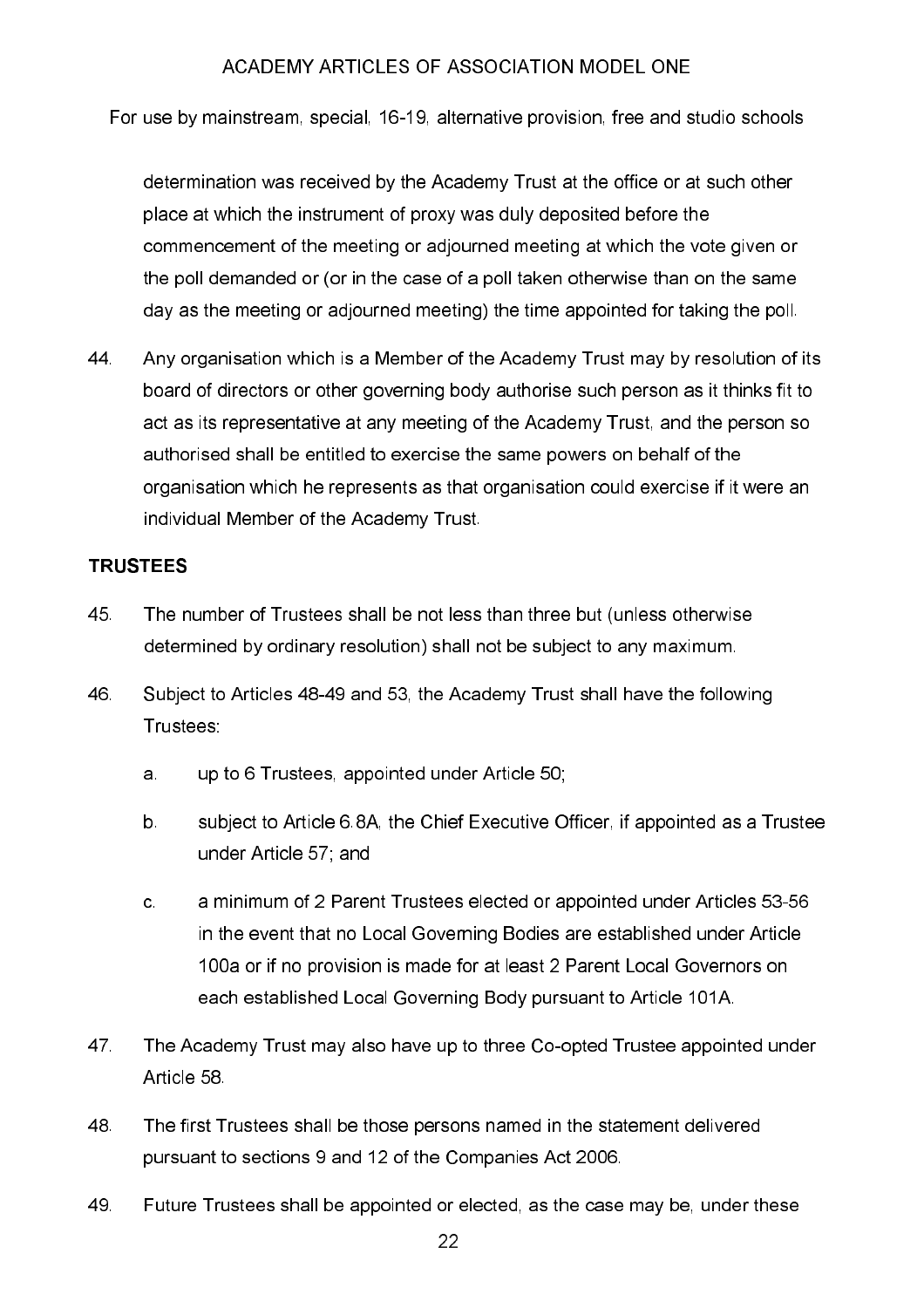determination was received by the Academy Trust at the office or at such other place at which the instrument of proxy was duly deposited before the commencement of the meeting or adjourned meeting at which the vote given or the poll demanded or (or in the case of a poll taken otherwise than on the same day as the meeting or adjourned meeting) the time appointed for taking the poll.

44. Any organisation which is a Member of the Academy Trust may by resolution of its board of directors or other governing body authorise such person as it thinks fit to act as its representative at any meeting of the Academy Trust, and the person so authorised shall be entitled to exercise the same powers on behalf of the organisation which he represents as that organisation could exercise if it were an individual Member of the Academy Trust.

## TRUSTEES

45. The number of Trustees shall be not less than three but (unless otherwise determined by ordinary resolution) shall not be subject to any maximum.

46. Subject to Articles 48-49 and 53, the Academy Trust shall have the following Trustees:

    a. up to 6 Trustees, appointed under Article 50;

    b. subject to Article 6.8A, the Chief Executive Officer, if appointed as a Trustee under Article 57; and

    c. a minimum of 2 Parent Trustees elected or appointed under Articles 53-56 in the event that no Local Governing Bodies are established under Article 100a or if no provision is made for at least 2 Parent Local Governors on each established Local Governing Body pursuant to Article 101A.

47. The Academy Trust may also have up to three Co-opted Trustee appointed under Article 58.

48. The first Trustees shall be those persons named in the statement delivered pursuant to sections 9 and 12 of the Companies Act 2006.

49. Future Trustees shall be appointed or elected, as the case may be, under these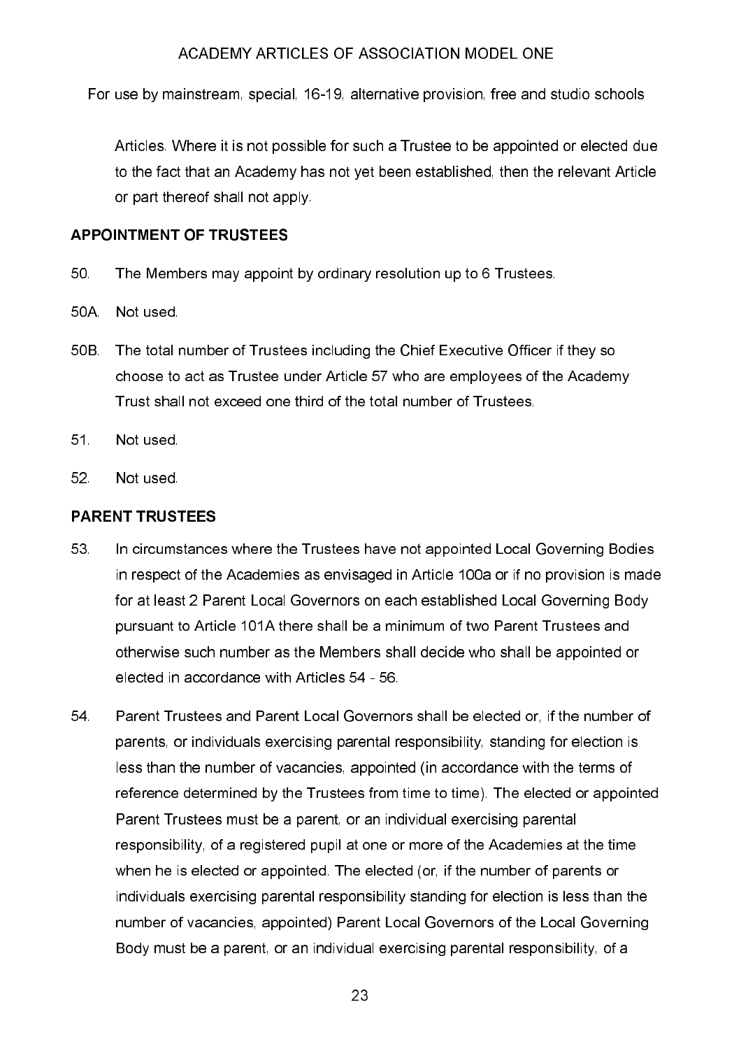Articles. Where it is not possible for such a Trustee to be appointed or elected due to the fact that an Academy has not yet been established, then the relevant Article or part thereof shall not apply.

## APPOINTMENT OF TRUSTEES

50. The Members may appoint by ordinary resolution up to 6 Trustees.

50A. Not used.

50B. The total number of Trustees including the Chief Executive Officer if they so choose to act as Trustee under Article 57 who are employees of the Academy Trust shall not exceed one third of the total number of Trustees.

51. Not used.

52. Not used.

## PARENT TRUSTEES

53. In circumstances where the Trustees have not appointed Local Governing Bodies in respect of the Academies as envisaged in Article 100a or if no provision is made for at least 2 Parent Local Governors on each established Local Governing Body pursuant to Article 101A there shall be a minimum of two Parent Trustees and otherwise such number as the Members shall decide who shall be appointed or elected in accordance with Articles 54 - 56.

54. Parent Trustees and Parent Local Governors shall be elected or, if the number of parents, or individuals exercising parental responsibility, standing for election is less than the number of vacancies, appointed (in accordance with the terms of reference determined by the Trustees from time to time). The elected or appointed Parent Trustees must be a parent, or an individual exercising parental responsibility, of a registered pupil at one or more of the Academies at the time when he is elected or appointed. The elected (or, if the number of parents or individuals exercising parental responsibility standing for election is less than the number of vacancies, appointed) Parent Local Governors of the Local Governing Body must be a parent, or an individual exercising parental responsibility, of a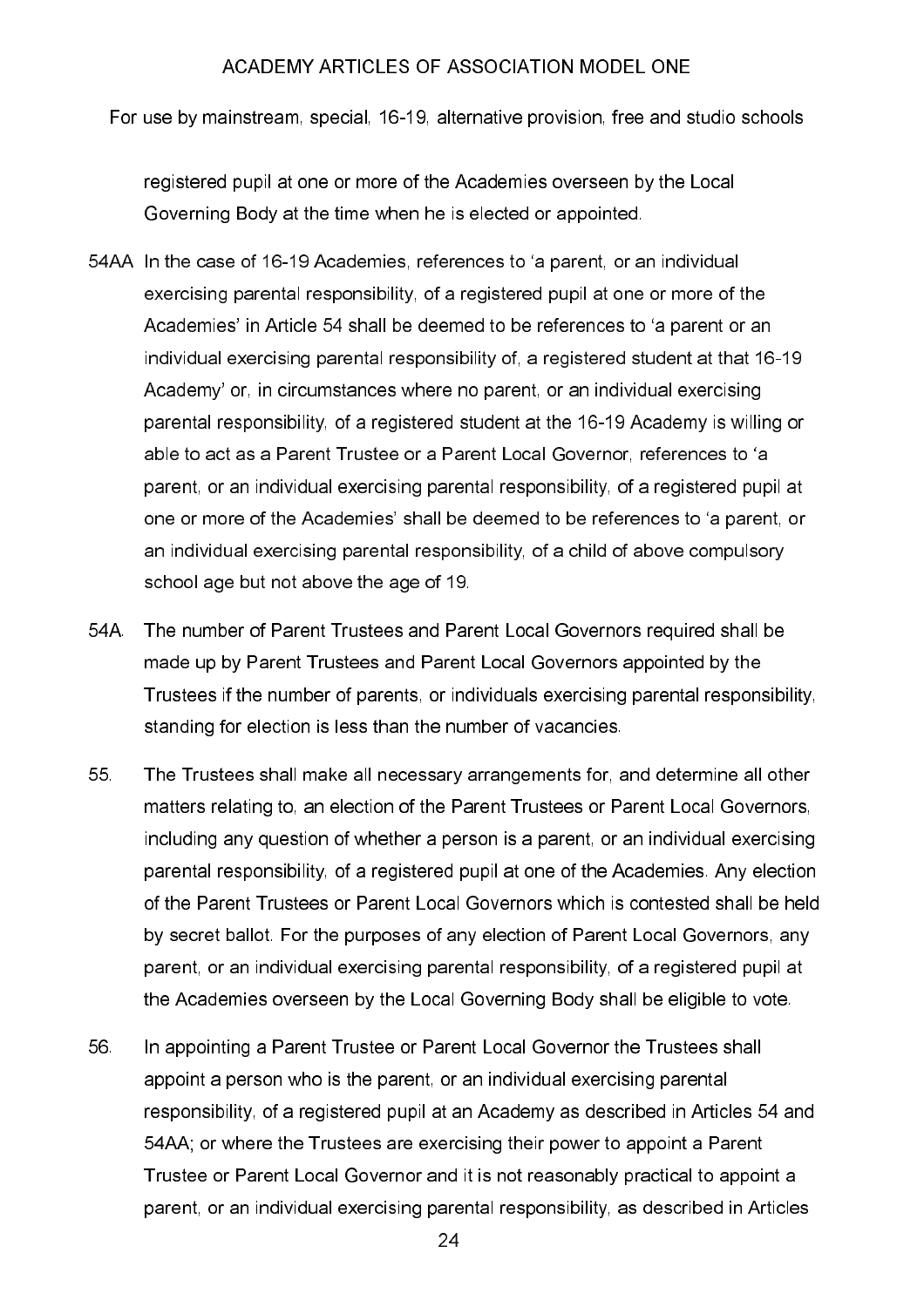registered pupil at one or more of the Academies overseen by the Local Governing Body at the time when he is elected or appointed.

54AA In the case of 16-19 Academies, references to 'a parent, or an individual exercising parental responsibility, of a registered pupil at one or more of the Academies' in Article 54 shall be deemed to be references to 'a parent or an individual exercising parental responsibility of, a registered student at that 16-19 Academy' or, in circumstances where no parent, or an individual exercising parental responsibility, of a registered student at the 16-19 Academy is willing or able to act as a Parent Trustee or a Parent Local Governor, references to 'a parent, or an individual exercising parental responsibility, of a registered pupil at one or more of the Academies' shall be deemed to be references to 'a parent, or an individual exercising parental responsibility, of a child of above compulsory school age but not above the age of 19.

54A. The number of Parent Trustees and Parent Local Governors required shall be made up by Parent Trustees and Parent Local Governors appointed by the Trustees if the number of parents, or individuals exercising parental responsibility, standing for election is less than the number of vacancies.

55. The Trustees shall make all necessary arrangements for, and determine all other matters relating to, an election of the Parent Trustees or Parent Local Governors, including any question of whether a person is a parent, or an individual exercising parental responsibility, of a registered pupil at one of the Academies. Any election of the Parent Trustees or Parent Local Governors which is contested shall be held by secret ballot. For the purposes of any election of Parent Local Governors, any parent, or an individual exercising parental responsibility, of a registered pupil at the Academies overseen by the Local Governing Body shall be eligible to vote.

56. In appointing a Parent Trustee or Parent Local Governor the Trustees shall appoint a person who is the parent, or an individual exercising parental responsibility, of a registered pupil at an Academy as described in Articles 54 and 54AA; or where the Trustees are exercising their power to appoint a Parent Trustee or Parent Local Governor and it is not reasonably practical to appoint a parent, or an individual exercising parental responsibility, as described in Articles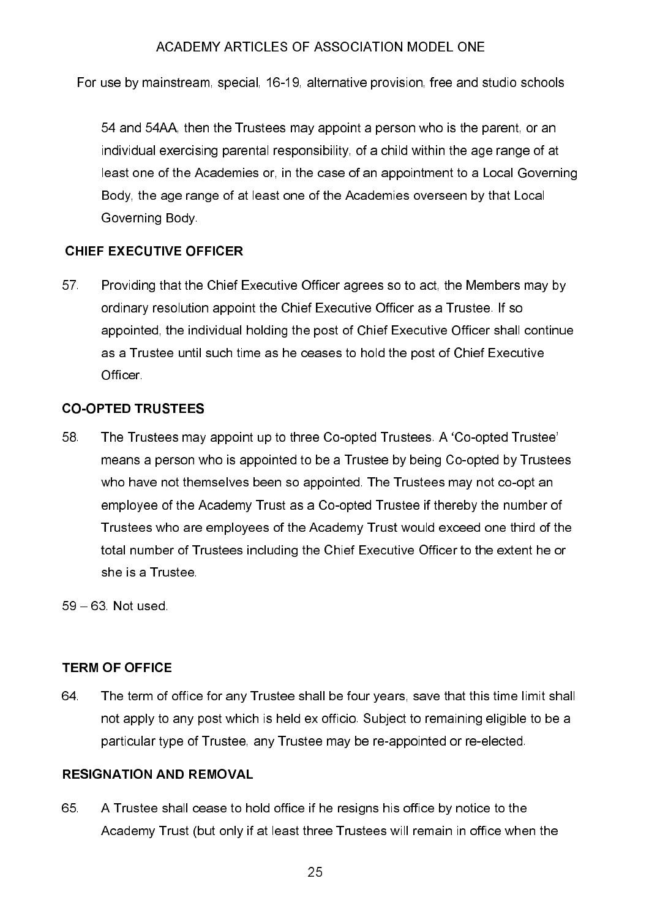54 and 54AA, then the Trustees may appoint a person who is the parent, or an individual exercising parental responsibility, of a child within the age range of at least one of the Academies or, in the case of an appointment to a Local Governing Body, the age range of at least one of the Academies overseen by that Local Governing Body.

## CHIEF EXECUTIVE OFFICER

57. Providing that the Chief Executive Officer agrees so to act, the Members may by ordinary resolution appoint the Chief Executive Officer as a Trustee. If so appointed, the individual holding the post of Chief Executive Officer shall continue as a Trustee until such time as he ceases to hold the post of Chief Executive Officer.

## CO-OPTED TRUSTEES

58. The Trustees may appoint up to three Co-opted Trustees. A 'Co-opted Trustee' means a person who is appointed to be a Trustee by being Co-opted by Trustees who have not themselves been so appointed. The Trustees may not co-opt an employee of the Academy Trust as a Co-opted Trustee if thereby the number of Trustees who are employees of the Academy Trust would exceed one third of the total number of Trustees including the Chief Executive Officer to the extent he or she is a Trustee.

59 – 63. Not used.

## TERM OF OFFICE

64. The term of office for any Trustee shall be four years, save that this time limit shall not apply to any post which is held ex officio. Subject to remaining eligible to be a particular type of Trustee, any Trustee may be re-appointed or re-elected.

## RESIGNATION AND REMOVAL

65. A Trustee shall cease to hold office if he resigns his office by notice to the Academy Trust (but only if at least three Trustees will remain in office when the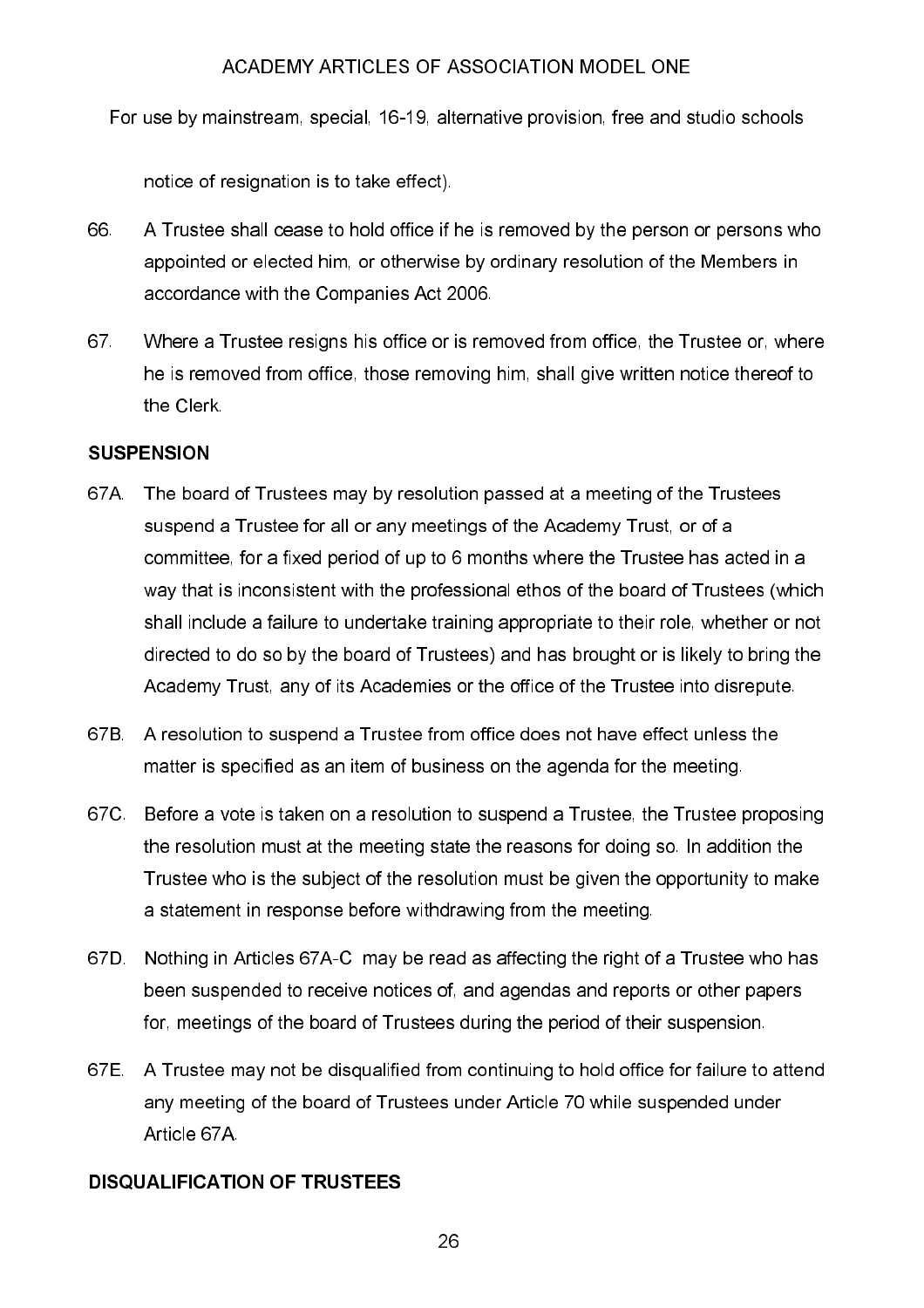notice of resignation is to take effect).

66. A Trustee shall cease to hold office if he is removed by the person or persons who appointed or elected him, or otherwise by ordinary resolution of the Members in accordance with the Companies Act 2006.

67. Where a Trustee resigns his office or is removed from office, the Trustee or, where he is removed from office, those removing him, shall give written notice thereof to the Clerk.

## SUSPENSION

67A. The board of Trustees may by resolution passed at a meeting of the Trustees suspend a Trustee for all or any meetings of the Academy Trust, or of a committee, for a fixed period of up to 6 months where the Trustee has acted in a way that is inconsistent with the professional ethos of the board of Trustees (which shall include a failure to undertake training appropriate to their role, whether or not directed to do so by the board of Trustees) and has brought or is likely to bring the Academy Trust, any of its Academies or the office of the Trustee into disrepute.

67B. A resolution to suspend a Trustee from office does not have effect unless the matter is specified as an item of business on the agenda for the meeting.

67C. Before a vote is taken on a resolution to suspend a Trustee, the Trustee proposing the resolution must at the meeting state the reasons for doing so. In addition the Trustee who is the subject of the resolution must be given the opportunity to make a statement in response before withdrawing from the meeting.

67D. Nothing in Articles 67A-C may be read as affecting the right of a Trustee who has been suspended to receive notices of, and agendas and reports or other papers for, meetings of the board of Trustees during the period of their suspension.

67E. A Trustee may not be disqualified from continuing to hold office for failure to attend any meeting of the board of Trustees under Article 70 while suspended under Article 67A.

## DISQUALIFICATION OF TRUSTEES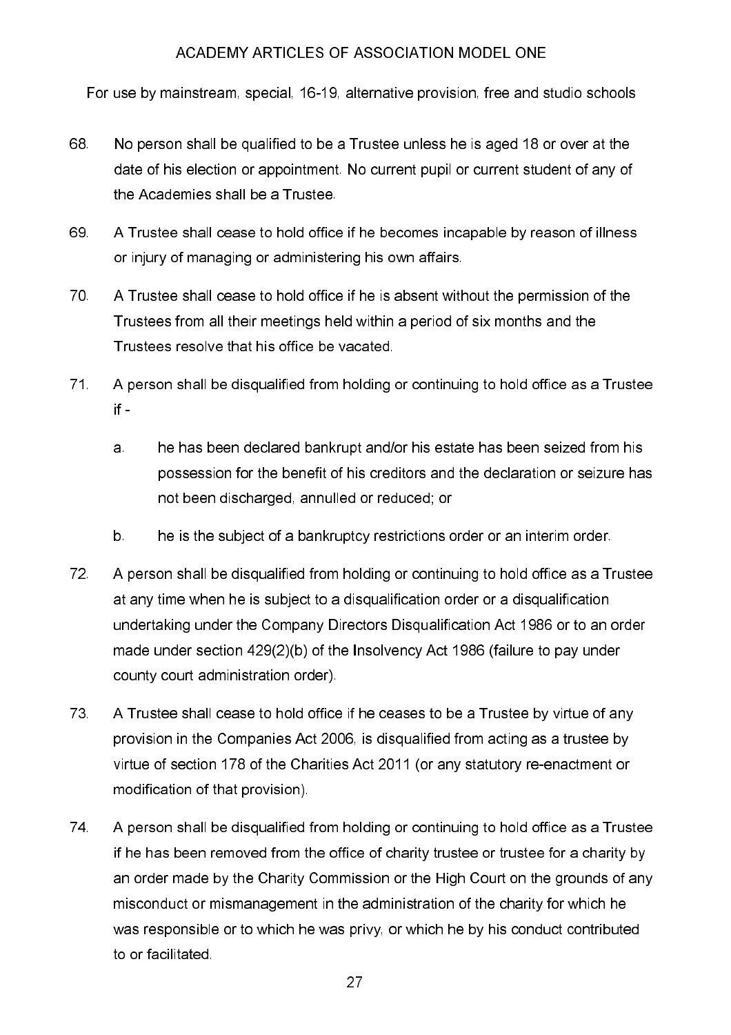68. No person shall be qualified to be a Trustee unless he is aged 18 or over at the date of his election or appointment. No current pupil or current student of any of the Academies shall be a Trustee.

69. A Trustee shall cease to hold office if he becomes incapable by reason of illness or injury of managing or administering his own affairs.

70. A Trustee shall cease to hold office if he is absent without the permission of the Trustees from all their meetings held within a period of six months and the Trustees resolve that his office be vacated.

71. A person shall be disqualified from holding or continuing to hold office as a Trustee if -

    a. he has been declared bankrupt and/or his estate has been seized from his possession for the benefit of his creditors and the declaration or seizure has not been discharged, annulled or reduced; or

    b. he is the subject of a bankruptcy restrictions order or an interim order.

72. A person shall be disqualified from holding or continuing to hold office as a Trustee at any time when he is subject to a disqualification order or a disqualification undertaking under the Company Directors Disqualification Act 1986 or to an order made under section 429(2)(b) of the Insolvency Act 1986 (failure to pay under county court administration order).

73. A Trustee shall cease to hold office if he ceases to be a Trustee by virtue of any provision in the Companies Act 2006, is disqualified from acting as a trustee by virtue of section 178 of the Charities Act 2011 (or any statutory re-enactment or modification of that provision).

74. A person shall be disqualified from holding or continuing to hold office as a Trustee if he has been removed from the office of charity trustee or trustee for a charity by an order made by the Charity Commission or the High Court on the grounds of any misconduct or mismanagement in the administration of the charity for which he was responsible or to which he was privy, or which he by his conduct contributed to or facilitated.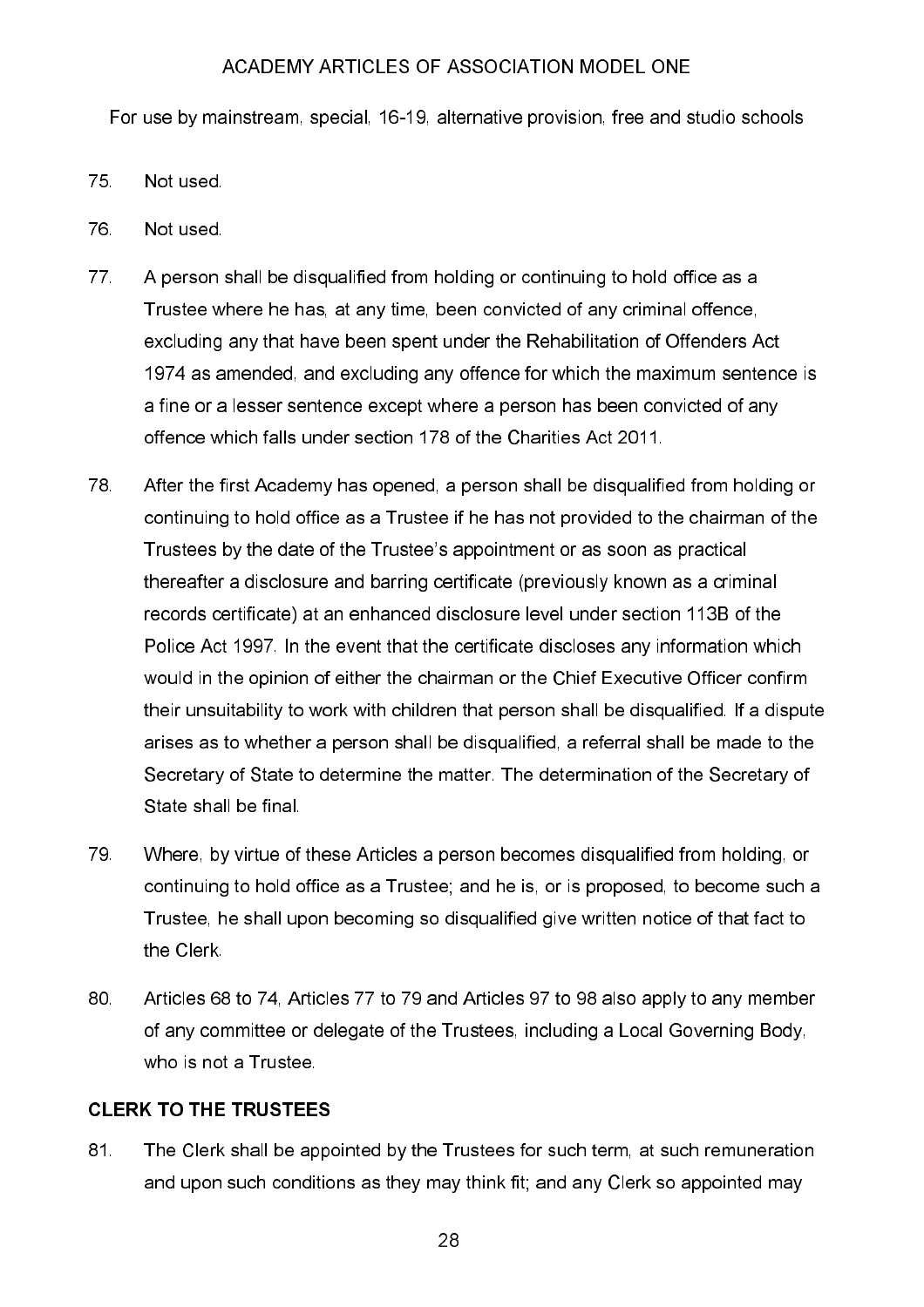75. Not used.

76. Not used.

77. A person shall be disqualified from holding or continuing to hold office as a Trustee where he has, at any time, been convicted of any criminal offence, excluding any that have been spent under the Rehabilitation of Offenders Act 1974 as amended, and excluding any offence for which the maximum sentence is a fine or a lesser sentence except where a person has been convicted of any offence which falls under section 178 of the Charities Act 2011.

78. After the first Academy has opened, a person shall be disqualified from holding or continuing to hold office as a Trustee if he has not provided to the chairman of the Trustees by the date of the Trustee's appointment or as soon as practical thereafter a disclosure and barring certificate (previously known as a criminal records certificate) at an enhanced disclosure level under section 113B of the Police Act 1997. In the event that the certificate discloses any information which would in the opinion of either the chairman or the Chief Executive Officer confirm their unsuitability to work with children that person shall be disqualified. If a dispute arises as to whether a person shall be disqualified, a referral shall be made to the Secretary of State to determine the matter. The determination of the Secretary of State shall be final.

79. Where, by virtue of these Articles a person becomes disqualified from holding, or continuing to hold office as a Trustee; and he is, or is proposed, to become such a Trustee, he shall upon becoming so disqualified give written notice of that fact to the Clerk.

80. Articles 68 to 74, Articles 77 to 79 and Articles 97 to 98 also apply to any member of any committee or delegate of the Trustees, including a Local Governing Body, who is not a Trustee.

**CLERK TO THE TRUSTEES**

81. The Clerk shall be appointed by the Trustees for such term, at such remuneration and upon such conditions as they may think fit; and any Clerk so appointed may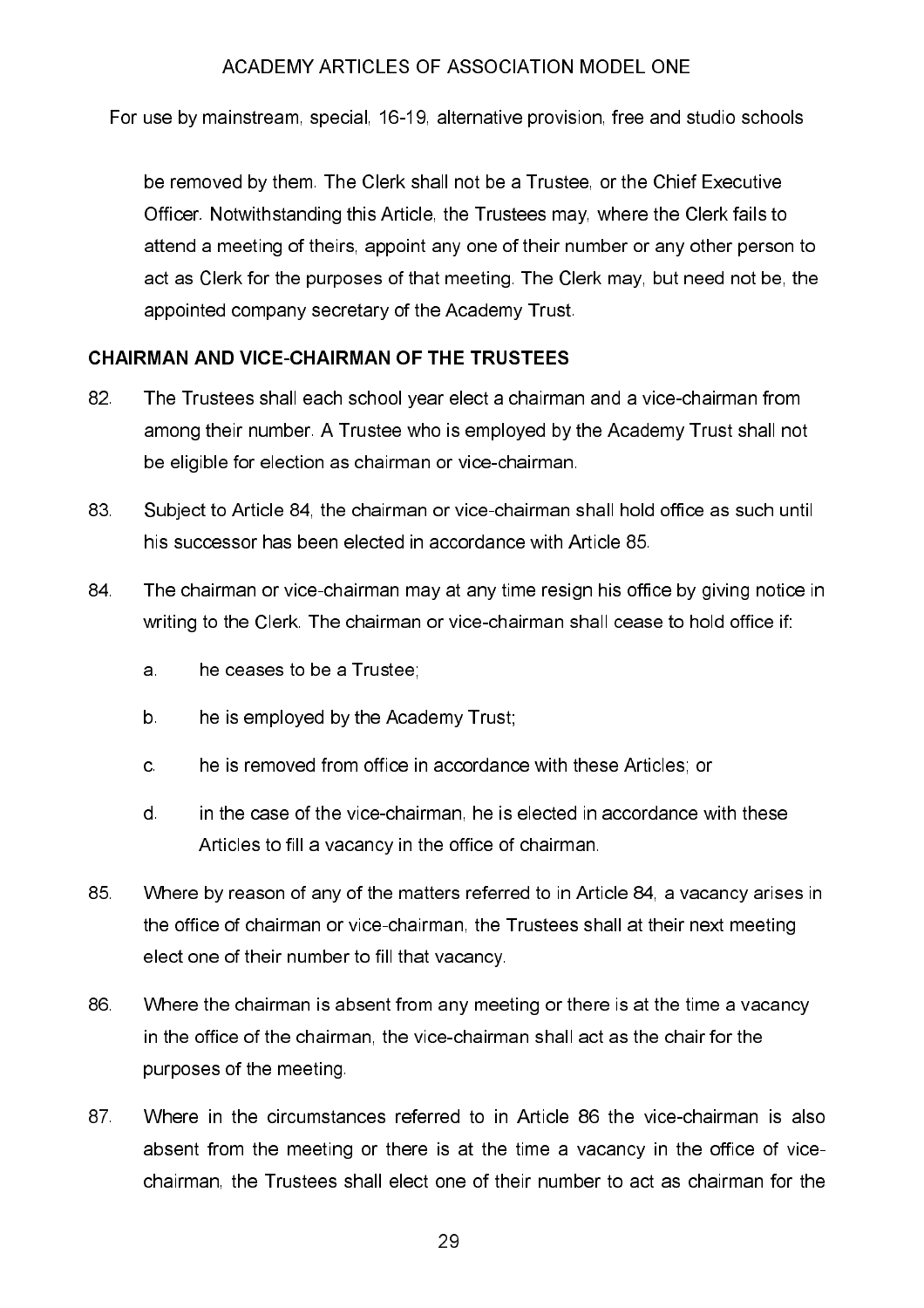be removed by them. The Clerk shall not be a Trustee, or the Chief Executive Officer. Notwithstanding this Article, the Trustees may, where the Clerk fails to attend a meeting of theirs, appoint any one of their number or any other person to act as Clerk for the purposes of that meeting. The Clerk may, but need not be, the appointed company secretary of the Academy Trust.

## CHAIRMAN AND VICE-CHAIRMAN OF THE TRUSTEES

82. The Trustees shall each school year elect a chairman and a vice-chairman from among their number. A Trustee who is employed by the Academy Trust shall not be eligible for election as chairman or vice-chairman.

83. Subject to Article 84, the chairman or vice-chairman shall hold office as such until his successor has been elected in accordance with Article 85.

84. The chairman or vice-chairman may at any time resign his office by giving notice in writing to the Clerk. The chairman or vice-chairman shall cease to hold office if:

    a. he ceases to be a Trustee;

    b. he is employed by the Academy Trust;

    c. he is removed from office in accordance with these Articles; or

    d. in the case of the vice-chairman, he is elected in accordance with these Articles to fill a vacancy in the office of chairman.

85. Where by reason of any of the matters referred to in Article 84, a vacancy arises in the office of chairman or vice-chairman, the Trustees shall at their next meeting elect one of their number to fill that vacancy.

86. Where the chairman is absent from any meeting or there is at the time a vacancy in the office of the chairman, the vice-chairman shall act as the chair for the purposes of the meeting.

87. Where in the circumstances referred to in Article 86 the vice-chairman is also absent from the meeting or there is at the time a vacancy in the office of vice-chairman, the Trustees shall elect one of their number to act as chairman for the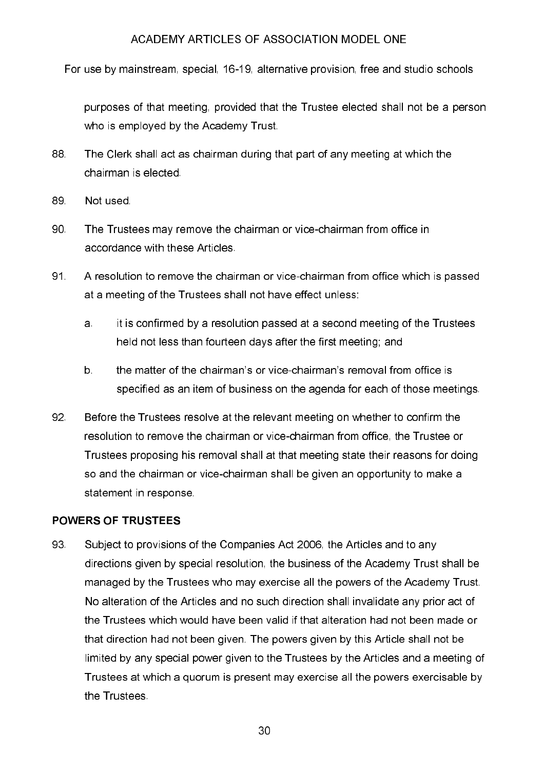purposes of that meeting, provided that the Trustee elected shall not be a person who is employed by the Academy Trust.

88. The Clerk shall act as chairman during that part of any meeting at which the chairman is elected.

89. Not used.

90. The Trustees may remove the chairman or vice-chairman from office in accordance with these Articles.

91. A resolution to remove the chairman or vice-chairman from office which is passed at a meeting of the Trustees shall not have effect unless:

    a. it is confirmed by a resolution passed at a second meeting of the Trustees held not less than fourteen days after the first meeting; and

    b. the matter of the chairman's or vice-chairman's removal from office is specified as an item of business on the agenda for each of those meetings.

92. Before the Trustees resolve at the relevant meeting on whether to confirm the resolution to remove the chairman or vice-chairman from office, the Trustee or Trustees proposing his removal shall at that meeting state their reasons for doing so and the chairman or vice-chairman shall be given an opportunity to make a statement in response.

## POWERS OF TRUSTEES

93. Subject to provisions of the Companies Act 2006, the Articles and to any directions given by special resolution, the business of the Academy Trust shall be managed by the Trustees who may exercise all the powers of the Academy Trust. No alteration of the Articles and no such direction shall invalidate any prior act of the Trustees which would have been valid if that alteration had not been made or that direction had not been given. The powers given by this Article shall not be limited by any special power given to the Trustees by the Articles and a meeting of Trustees at which a quorum is present may exercise all the powers exercisable by the Trustees.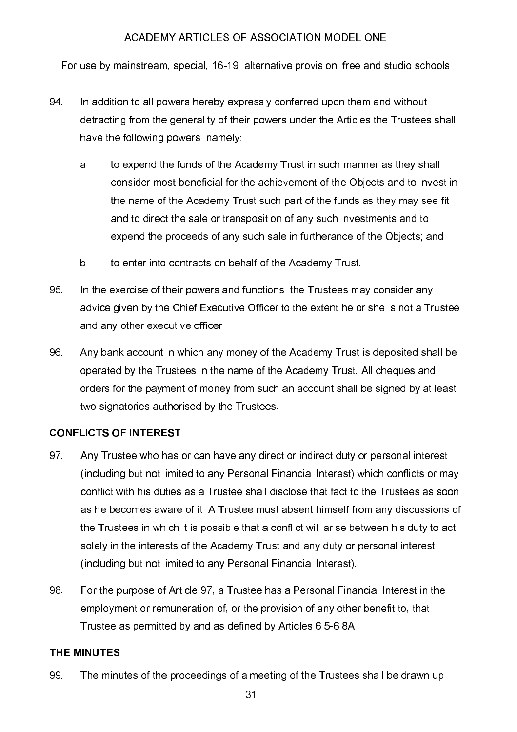94. In addition to all powers hereby expressly conferred upon them and without detracting from the generality of their powers under the Articles the Trustees shall have the following powers, namely:

    a. to expend the funds of the Academy Trust in such manner as they shall consider most beneficial for the achievement of the Objects and to invest in the name of the Academy Trust such part of the funds as they may see fit and to direct the sale or transposition of any such investments and to expend the proceeds of any such sale in furtherance of the Objects; and

    b. to enter into contracts on behalf of the Academy Trust.

95. In the exercise of their powers and functions, the Trustees may consider any advice given by the Chief Executive Officer to the extent he or she is not a Trustee and any other executive officer.

96. Any bank account in which any money of the Academy Trust is deposited shall be operated by the Trustees in the name of the Academy Trust. All cheques and orders for the payment of money from such an account shall be signed by at least two signatories authorised by the Trustees.

**CONFLICTS OF INTEREST**

97. Any Trustee who has or can have any direct or indirect duty or personal interest (including but not limited to any Personal Financial Interest) which conflicts or may conflict with his duties as a Trustee shall disclose that fact to the Trustees as soon as he becomes aware of it. A Trustee must absent himself from any discussions of the Trustees in which it is possible that a conflict will arise between his duty to act solely in the interests of the Academy Trust and any duty or personal interest (including but not limited to any Personal Financial Interest).

98. For the purpose of Article 97, a Trustee has a Personal Financial Interest in the employment or remuneration of, or the provision of any other benefit to, that Trustee as permitted by and as defined by Articles 6.5-6.8A.

**THE MINUTES**

99. The minutes of the proceedings of a meeting of the Trustees shall be drawn up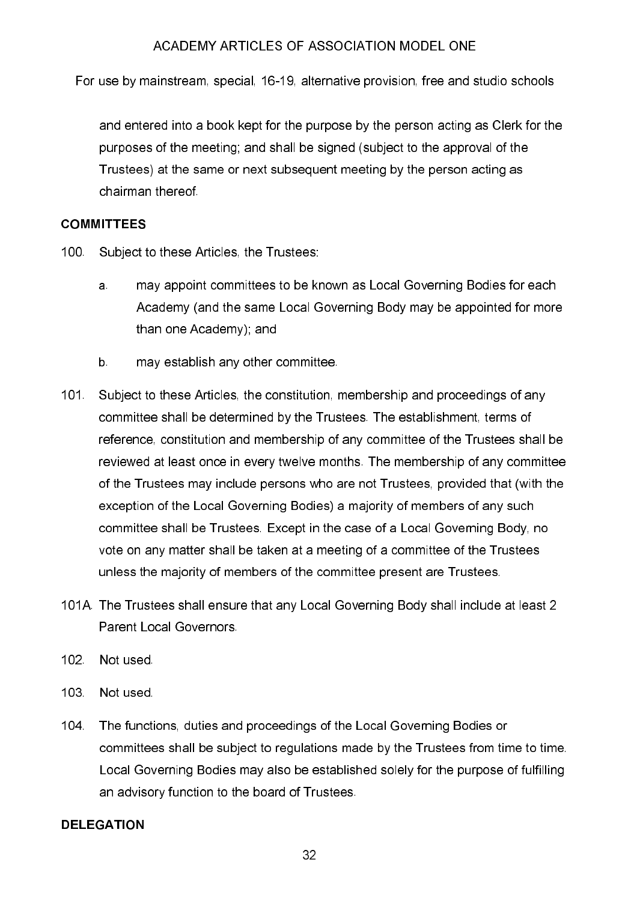and entered into a book kept for the purpose by the person acting as Clerk for the purposes of the meeting; and shall be signed (subject to the approval of the Trustees) at the same or next subsequent meeting by the person acting as chairman thereof.

**COMMITTEES**

100. Subject to these Articles, the Trustees:

   a. may appoint committees to be known as Local Governing Bodies for each Academy (and the same Local Governing Body may be appointed for more than one Academy); and

   b. may establish any other committee.

101. Subject to these Articles, the constitution, membership and proceedings of any committee shall be determined by the Trustees. The establishment, terms of reference, constitution and membership of any committee of the Trustees shall be reviewed at least once in every twelve months. The membership of any committee of the Trustees may include persons who are not Trustees, provided that (with the exception of the Local Governing Bodies) a majority of members of any such committee shall be Trustees. Except in the case of a Local Governing Body, no vote on any matter shall be taken at a meeting of a committee of the Trustees unless the majority of members of the committee present are Trustees.

101A. The Trustees shall ensure that any Local Governing Body shall include at least 2 Parent Local Governors.

102. Not used.

103. Not used.

104. The functions, duties and proceedings of the Local Governing Bodies or committees shall be subject to regulations made by the Trustees from time to time. Local Governing Bodies may also be established solely for the purpose of fulfilling an advisory function to the board of Trustees.

**DELEGATION**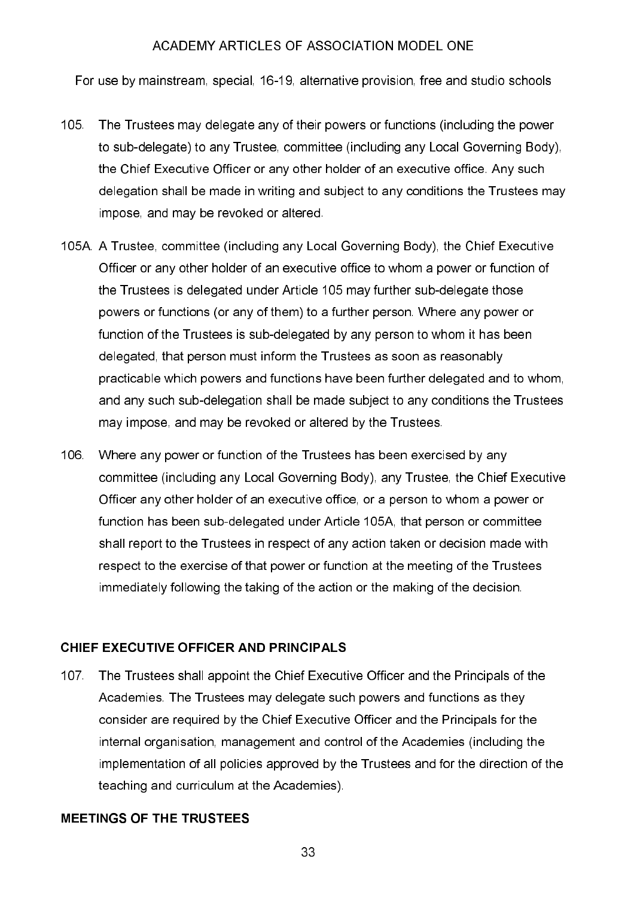105. The Trustees may delegate any of their powers or functions (including the power to sub-delegate) to any Trustee, committee (including any Local Governing Body), the Chief Executive Officer or any other holder of an executive office. Any such delegation shall be made in writing and subject to any conditions the Trustees may impose, and may be revoked or altered.

105A. A Trustee, committee (including any Local Governing Body), the Chief Executive Officer or any other holder of an executive office to whom a power or function of the Trustees is delegated under Article 105 may further sub-delegate those powers or functions (or any of them) to a further person. Where any power or function of the Trustees is sub-delegated by any person to whom it has been delegated, that person must inform the Trustees as soon as reasonably practicable which powers and functions have been further delegated and to whom, and any such sub-delegation shall be made subject to any conditions the Trustees may impose, and may be revoked or altered by the Trustees.

106. Where any power or function of the Trustees has been exercised by any committee (including any Local Governing Body), any Trustee, the Chief Executive Officer any other holder of an executive office, or a person to whom a power or function has been sub-delegated under Article 105A, that person or committee shall report to the Trustees in respect of any action taken or decision made with respect to the exercise of that power or function at the meeting of the Trustees immediately following the taking of the action or the making of the decision.

## CHIEF EXECUTIVE OFFICER AND PRINCIPALS

107. The Trustees shall appoint the Chief Executive Officer and the Principals of the Academies. The Trustees may delegate such powers and functions as they consider are required by the Chief Executive Officer and the Principals for the internal organisation, management and control of the Academies (including the implementation of all policies approved by the Trustees and for the direction of the teaching and curriculum at the Academies).

## MEETINGS OF THE TRUSTEES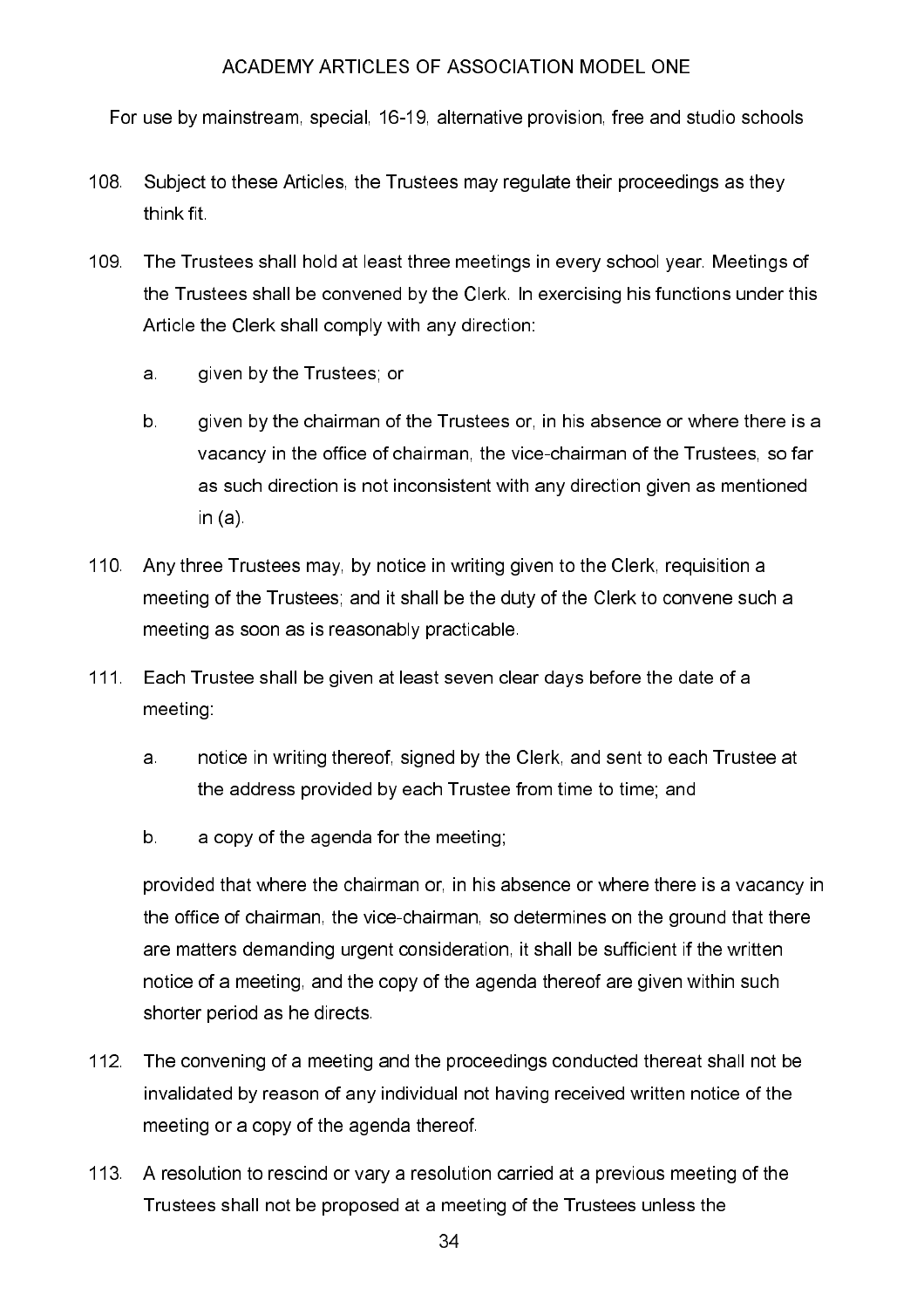108. Subject to these Articles, the Trustees may regulate their proceedings as they think fit.

109. The Trustees shall hold at least three meetings in every school year. Meetings of the Trustees shall be convened by the Clerk. In exercising his functions under this Article the Clerk shall comply with any direction:

    a. given by the Trustees; or

    b. given by the chairman of the Trustees or, in his absence or where there is a vacancy in the office of chairman, the vice-chairman of the Trustees, so far as such direction is not inconsistent with any direction given as mentioned in (a).

110. Any three Trustees may, by notice in writing given to the Clerk, requisition a meeting of the Trustees; and it shall be the duty of the Clerk to convene such a meeting as soon as is reasonably practicable.

111. Each Trustee shall be given at least seven clear days before the date of a meeting:

    a. notice in writing thereof, signed by the Clerk, and sent to each Trustee at the address provided by each Trustee from time to time; and

    b. a copy of the agenda for the meeting;

    provided that where the chairman or, in his absence or where there is a vacancy in the office of chairman, the vice-chairman, so determines on the ground that there are matters demanding urgent consideration, it shall be sufficient if the written notice of a meeting, and the copy of the agenda thereof are given within such shorter period as he directs.

112. The convening of a meeting and the proceedings conducted thereat shall not be invalidated by reason of any individual not having received written notice of the meeting or a copy of the agenda thereof.

113. A resolution to rescind or vary a resolution carried at a previous meeting of the Trustees shall not be proposed at a meeting of the Trustees unless the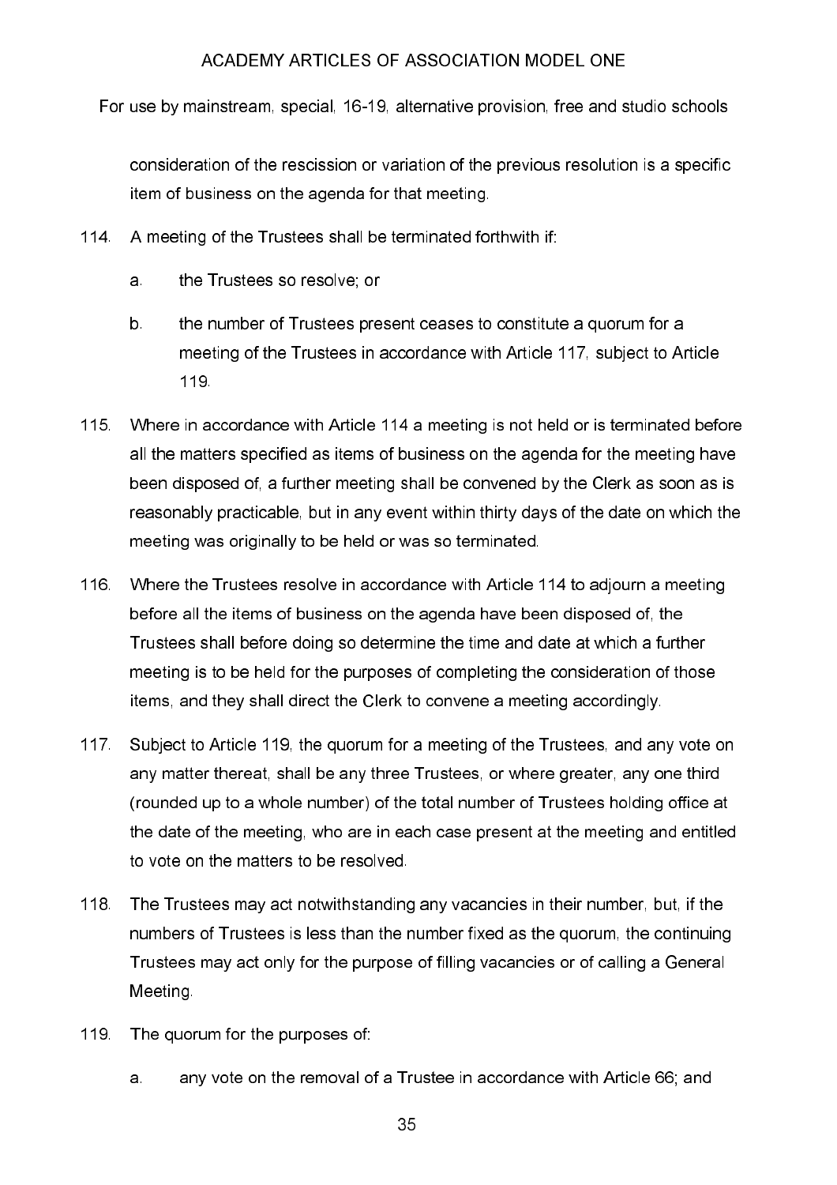consideration of the rescission or variation of the previous resolution is a specific item of business on the agenda for that meeting.

114. A meeting of the Trustees shall be terminated forthwith if:

   a. the Trustees so resolve; or

   b. the number of Trustees present ceases to constitute a quorum for a meeting of the Trustees in accordance with Article 117, subject to Article 119.

115. Where in accordance with Article 114 a meeting is not held or is terminated before all the matters specified as items of business on the agenda for the meeting have been disposed of, a further meeting shall be convened by the Clerk as soon as is reasonably practicable, but in any event within thirty days of the date on which the meeting was originally to be held or was so terminated.

116. Where the Trustees resolve in accordance with Article 114 to adjourn a meeting before all the items of business on the agenda have been disposed of, the Trustees shall before doing so determine the time and date at which a further meeting is to be held for the purposes of completing the consideration of those items, and they shall direct the Clerk to convene a meeting accordingly.

117. Subject to Article 119, the quorum for a meeting of the Trustees, and any vote on any matter thereat, shall be any three Trustees, or where greater, any one third (rounded up to a whole number) of the total number of Trustees holding office at the date of the meeting, who are in each case present at the meeting and entitled to vote on the matters to be resolved.

118. The Trustees may act notwithstanding any vacancies in their number, but, if the numbers of Trustees is less than the number fixed as the quorum, the continuing Trustees may act only for the purpose of filling vacancies or of calling a General Meeting.

119. The quorum for the purposes of:

   a. any vote on the removal of a Trustee in accordance with Article 66; and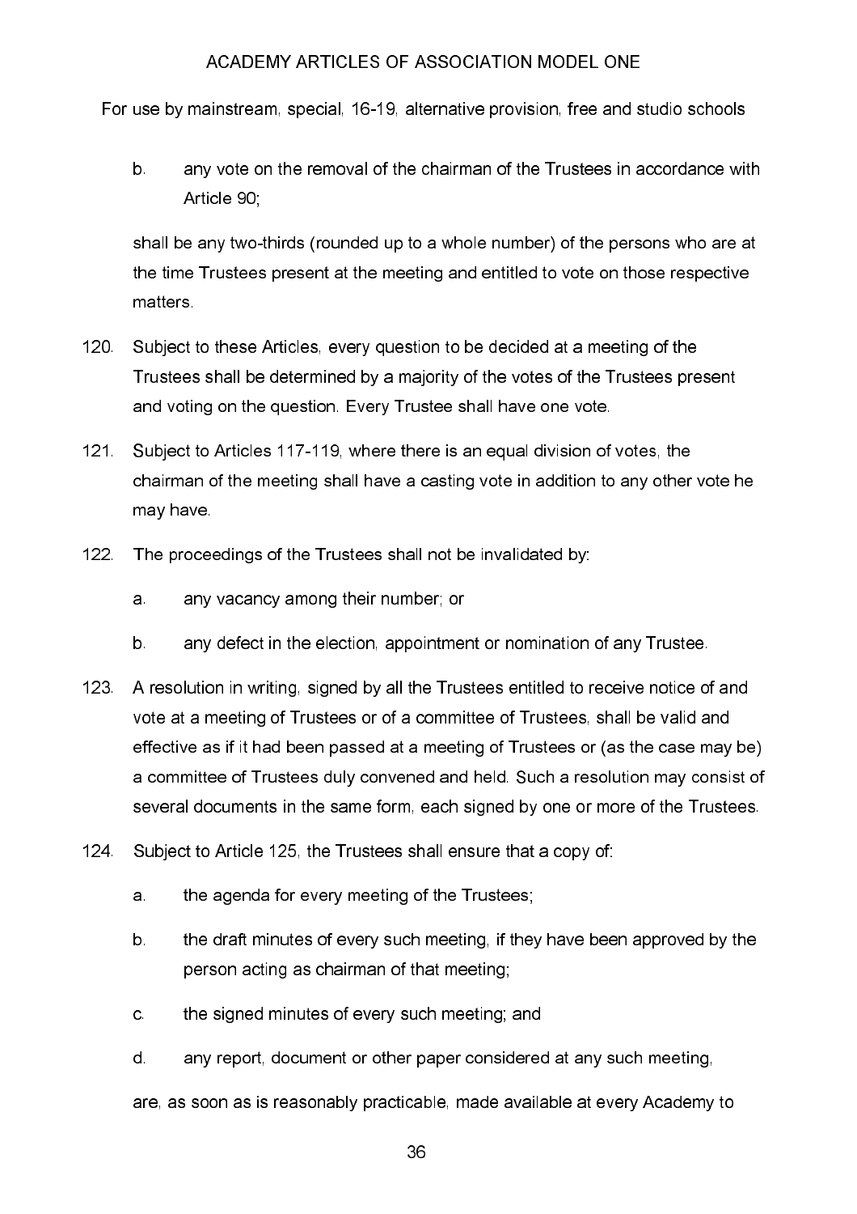b. any vote on the removal of the chairman of the Trustees in accordance with Article 90;

shall be any two-thirds (rounded up to a whole number) of the persons who are at the time Trustees present at the meeting and entitled to vote on those respective matters.

120. Subject to these Articles, every question to be decided at a meeting of the Trustees shall be determined by a majority of the votes of the Trustees present and voting on the question. Every Trustee shall have one vote.

121. Subject to Articles 117-119, where there is an equal division of votes, the chairman of the meeting shall have a casting vote in addition to any other vote he may have.

122. The proceedings of the Trustees shall not be invalidated by:

   a. any vacancy among their number; or

   b. any defect in the election, appointment or nomination of any Trustee.

123. A resolution in writing, signed by all the Trustees entitled to receive notice of and vote at a meeting of Trustees or of a committee of Trustees, shall be valid and effective as if it had been passed at a meeting of Trustees or (as the case may be) a committee of Trustees duly convened and held. Such a resolution may consist of several documents in the same form, each signed by one or more of the Trustees.

124. Subject to Article 125, the Trustees shall ensure that a copy of:

   a. the agenda for every meeting of the Trustees;

   b. the draft minutes of every such meeting, if they have been approved by the person acting as chairman of that meeting;

   c. the signed minutes of every such meeting; and

   d. any report, document or other paper considered at any such meeting,

   are, as soon as is reasonably practicable, made available at every Academy to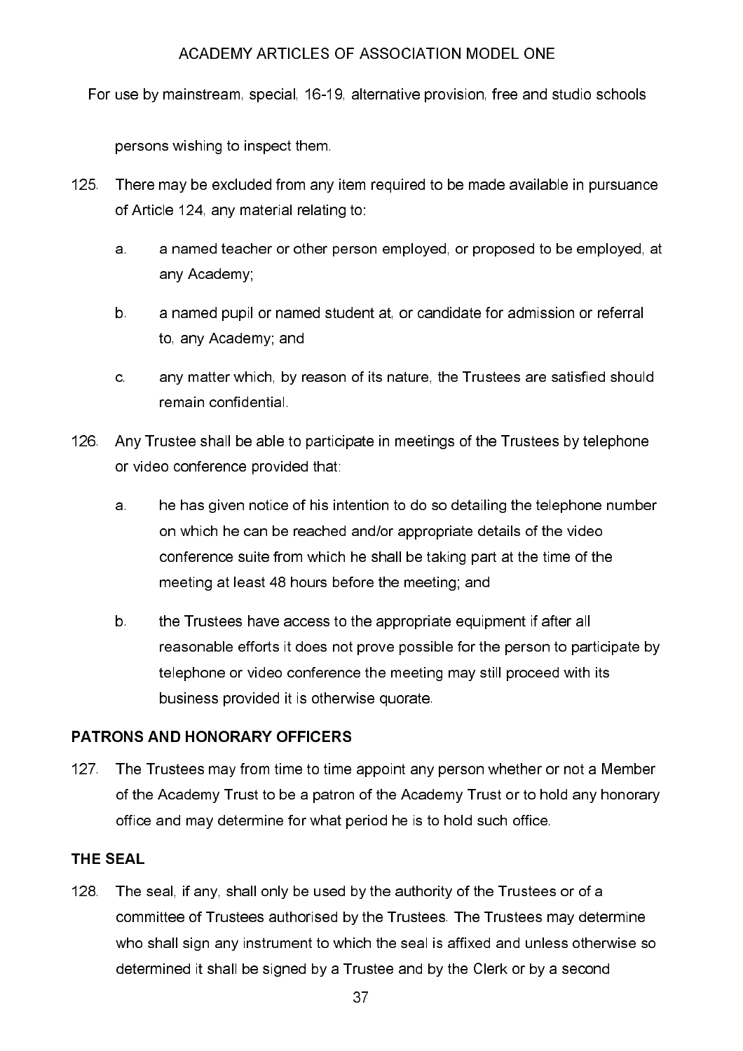persons wishing to inspect them.

125. There may be excluded from any item required to be made available in pursuance of Article 124, any material relating to:

   a. a named teacher or other person employed, or proposed to be employed, at any Academy;

   b. a named pupil or named student at, or candidate for admission or referral to, any Academy; and

   c. any matter which, by reason of its nature, the Trustees are satisfied should remain confidential.

126. Any Trustee shall be able to participate in meetings of the Trustees by telephone or video conference provided that:

   a. he has given notice of his intention to do so detailing the telephone number on which he can be reached and/or appropriate details of the video conference suite from which he shall be taking part at the time of the meeting at least 48 hours before the meeting; and

   b. the Trustees have access to the appropriate equipment if after all reasonable efforts it does not prove possible for the person to participate by telephone or video conference the meeting may still proceed with its business provided it is otherwise quorate.

## PATRONS AND HONORARY OFFICERS

127. The Trustees may from time to time appoint any person whether or not a Member of the Academy Trust to be a patron of the Academy Trust or to hold any honorary office and may determine for what period he is to hold such office.

## THE SEAL

128. The seal, if any, shall only be used by the authority of the Trustees or of a committee of Trustees authorised by the Trustees. The Trustees may determine who shall sign any instrument to which the seal is affixed and unless otherwise so determined it shall be signed by a Trustee and by the Clerk or by a second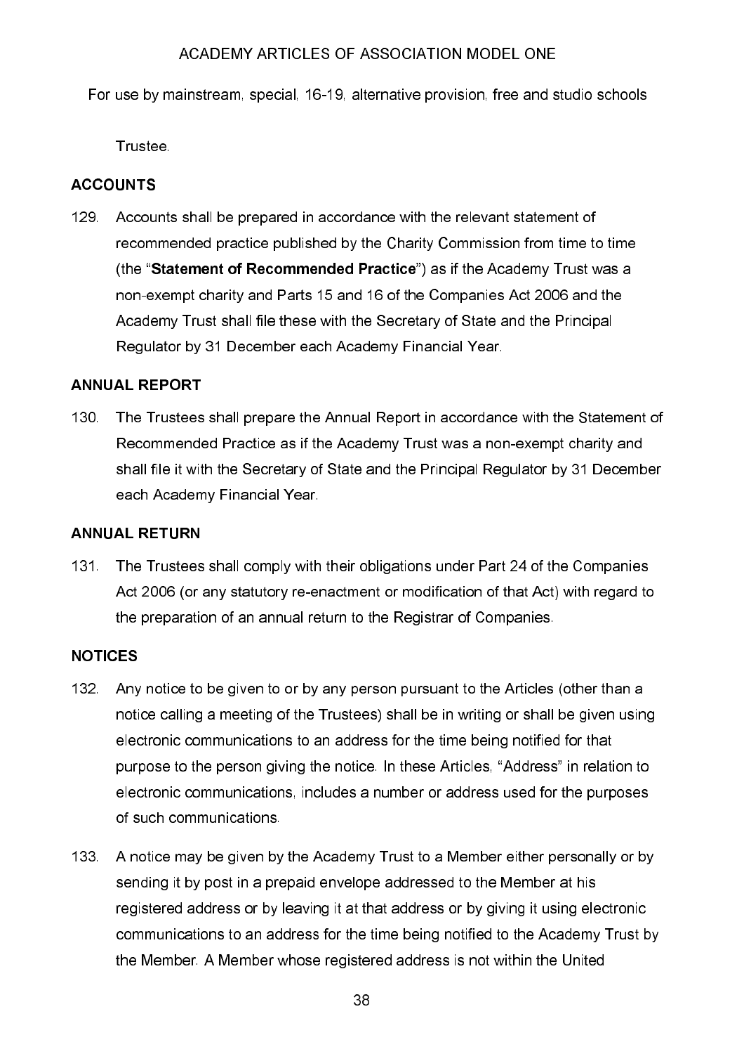Trustee.

## ACCOUNTS

129. Accounts shall be prepared in accordance with the relevant statement of recommended practice published by the Charity Commission from time to time (the "**Statement of Recommended Practice**") as if the Academy Trust was a non-exempt charity and Parts 15 and 16 of the Companies Act 2006 and the Academy Trust shall file these with the Secretary of State and the Principal Regulator by 31 December each Academy Financial Year.

## ANNUAL REPORT

130. The Trustees shall prepare the Annual Report in accordance with the Statement of Recommended Practice as if the Academy Trust was a non-exempt charity and shall file it with the Secretary of State and the Principal Regulator by 31 December each Academy Financial Year.

## ANNUAL RETURN

131. The Trustees shall comply with their obligations under Part 24 of the Companies Act 2006 (or any statutory re-enactment or modification of that Act) with regard to the preparation of an annual return to the Registrar of Companies.

## NOTICES

132. Any notice to be given to or by any person pursuant to the Articles (other than a notice calling a meeting of the Trustees) shall be in writing or shall be given using electronic communications to an address for the time being notified for that purpose to the person giving the notice. In these Articles, "Address" in relation to electronic communications, includes a number or address used for the purposes of such communications.

133. A notice may be given by the Academy Trust to a Member either personally or by sending it by post in a prepaid envelope addressed to the Member at his registered address or by leaving it at that address or by giving it using electronic communications to an address for the time being notified to the Academy Trust by the Member. A Member whose registered address is not within the United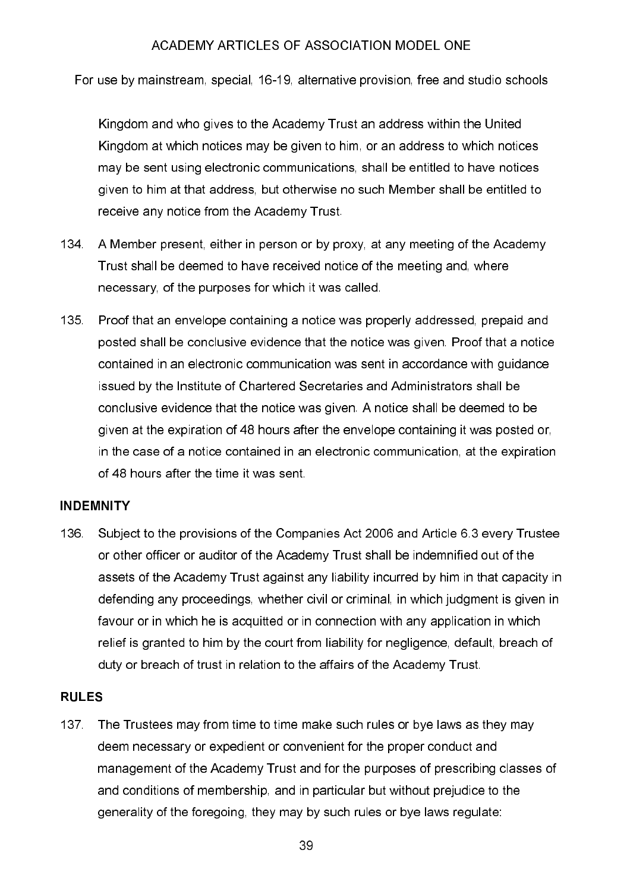Kingdom and who gives to the Academy Trust an address within the United Kingdom at which notices may be given to him, or an address to which notices may be sent using electronic communications, shall be entitled to have notices given to him at that address, but otherwise no such Member shall be entitled to receive any notice from the Academy Trust.

134. A Member present, either in person or by proxy, at any meeting of the Academy Trust shall be deemed to have received notice of the meeting and, where necessary, of the purposes for which it was called.

135. Proof that an envelope containing a notice was properly addressed, prepaid and posted shall be conclusive evidence that the notice was given. Proof that a notice contained in an electronic communication was sent in accordance with guidance issued by the Institute of Chartered Secretaries and Administrators shall be conclusive evidence that the notice was given. A notice shall be deemed to be given at the expiration of 48 hours after the envelope containing it was posted or, in the case of a notice contained in an electronic communication, at the expiration of 48 hours after the time it was sent.

## INDEMNITY

136. Subject to the provisions of the Companies Act 2006 and Article 6.3 every Trustee or other officer or auditor of the Academy Trust shall be indemnified out of the assets of the Academy Trust against any liability incurred by him in that capacity in defending any proceedings, whether civil or criminal, in which judgment is given in favour or in which he is acquitted or in connection with any application in which relief is granted to him by the court from liability for negligence, default, breach of duty or breach of trust in relation to the affairs of the Academy Trust.

## RULES

137. The Trustees may from time to time make such rules or bye laws as they may deem necessary or expedient or convenient for the proper conduct and management of the Academy Trust and for the purposes of prescribing classes of and conditions of membership, and in particular but without prejudice to the generality of the foregoing, they may by such rules or bye laws regulate: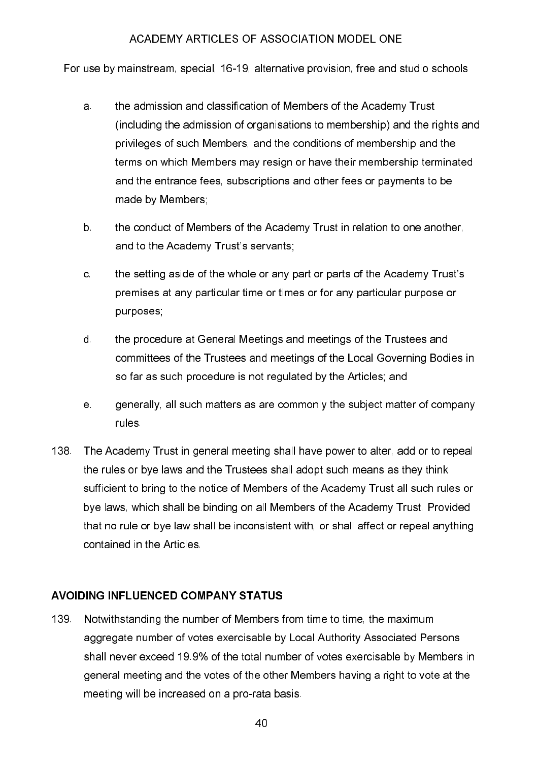a. the admission and classification of Members of the Academy Trust (including the admission of organisations to membership) and the rights and privileges of such Members, and the conditions of membership and the terms on which Members may resign or have their membership terminated and the entrance fees, subscriptions and other fees or payments to be made by Members;

b. the conduct of Members of the Academy Trust in relation to one another, and to the Academy Trust's servants;

c. the setting aside of the whole or any part or parts of the Academy Trust's premises at any particular time or times or for any particular purpose or purposes;

d. the procedure at General Meetings and meetings of the Trustees and committees of the Trustees and meetings of the Local Governing Bodies in so far as such procedure is not regulated by the Articles; and

e. generally, all such matters as are commonly the subject matter of company rules.

138. The Academy Trust in general meeting shall have power to alter, add or to repeal the rules or bye laws and the Trustees shall adopt such means as they think sufficient to bring to the notice of Members of the Academy Trust all such rules or bye laws, which shall be binding on all Members of the Academy Trust. Provided that no rule or bye law shall be inconsistent with, or shall affect or repeal anything contained in the Articles.

## AVOIDING INFLUENCED COMPANY STATUS

139. Notwithstanding the number of Members from time to time, the maximum aggregate number of votes exercisable by Local Authority Associated Persons shall never exceed 19.9% of the total number of votes exercisable by Members in general meeting and the votes of the other Members having a right to vote at the meeting will be increased on a pro-rata basis.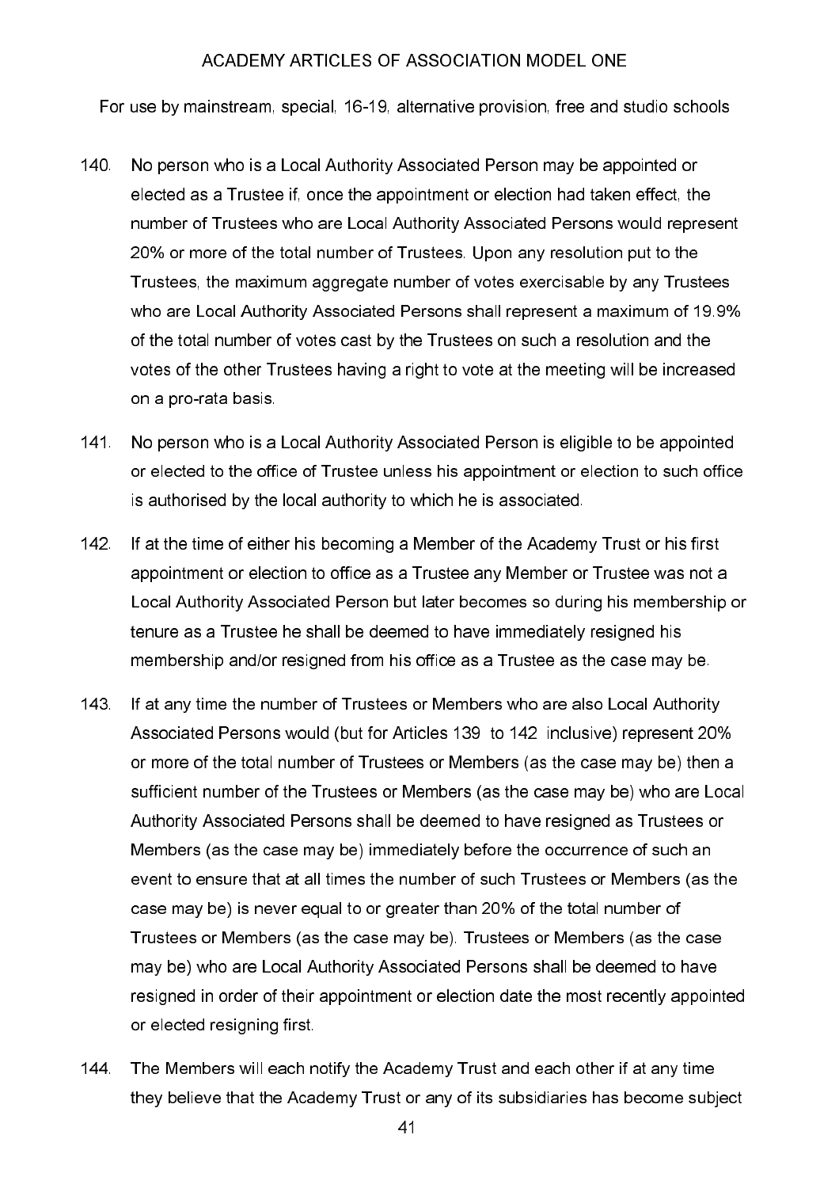140. No person who is a Local Authority Associated Person may be appointed or elected as a Trustee if, once the appointment or election had taken effect, the number of Trustees who are Local Authority Associated Persons would represent 20% or more of the total number of Trustees. Upon any resolution put to the Trustees, the maximum aggregate number of votes exercisable by any Trustees who are Local Authority Associated Persons shall represent a maximum of 19.9% of the total number of votes cast by the Trustees on such a resolution and the votes of the other Trustees having a right to vote at the meeting will be increased on a pro-rata basis.

141. No person who is a Local Authority Associated Person is eligible to be appointed or elected to the office of Trustee unless his appointment or election to such office is authorised by the local authority to which he is associated.

142. If at the time of either his becoming a Member of the Academy Trust or his first appointment or election to office as a Trustee any Member or Trustee was not a Local Authority Associated Person but later becomes so during his membership or tenure as a Trustee he shall be deemed to have immediately resigned his membership and/or resigned from his office as a Trustee as the case may be.

143. If at any time the number of Trustees or Members who are also Local Authority Associated Persons would (but for Articles 139 to 142 inclusive) represent 20% or more of the total number of Trustees or Members (as the case may be) then a sufficient number of the Trustees or Members (as the case may be) who are Local Authority Associated Persons shall be deemed to have resigned as Trustees or Members (as the case may be) immediately before the occurrence of such an event to ensure that at all times the number of such Trustees or Members (as the case may be) is never equal to or greater than 20% of the total number of Trustees or Members (as the case may be). Trustees or Members (as the case may be) who are Local Authority Associated Persons shall be deemed to have resigned in order of their appointment or election date the most recently appointed or elected resigning first.

144. The Members will each notify the Academy Trust and each other if at any time they believe that the Academy Trust or any of its subsidiaries has become subject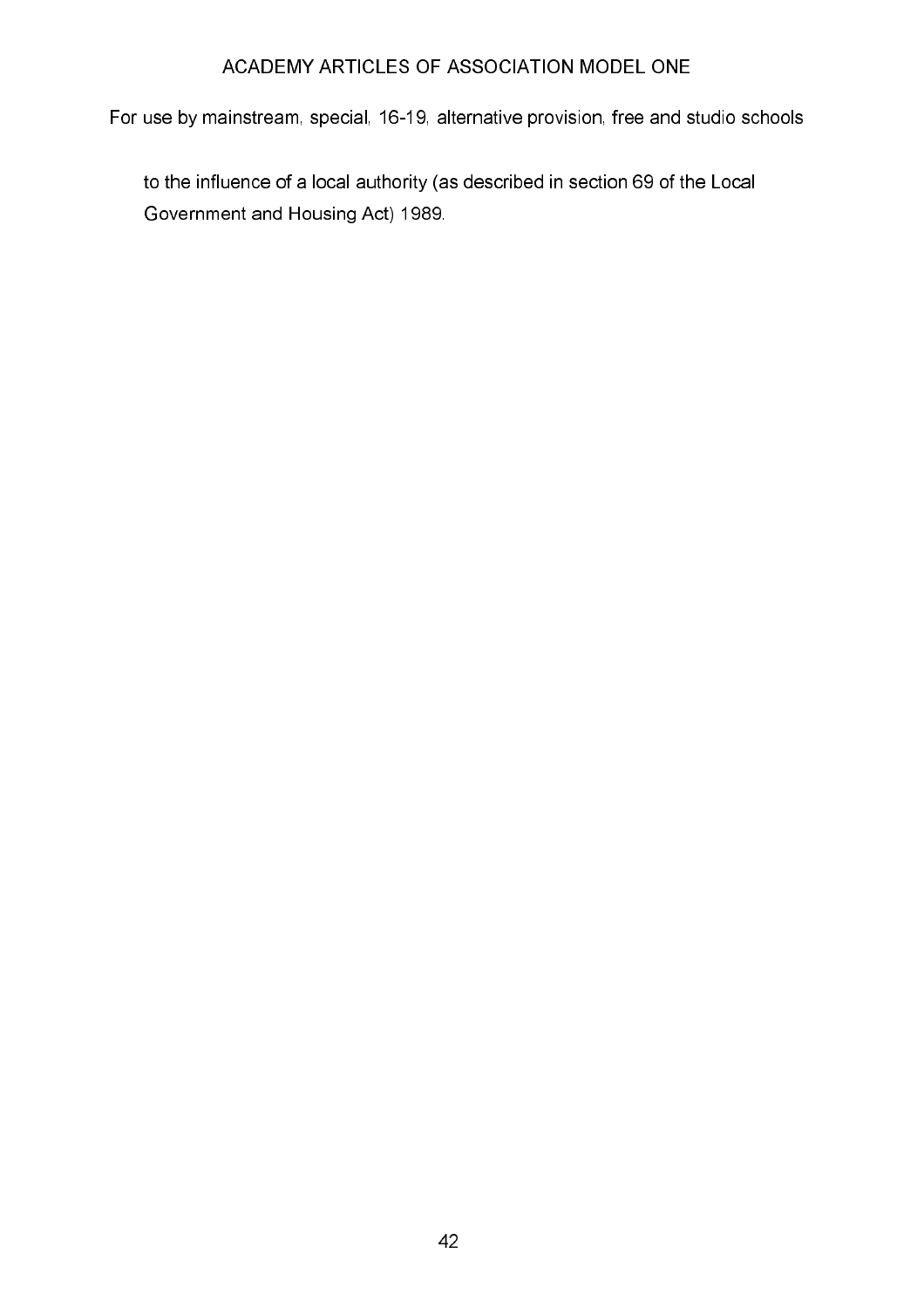to the influence of a local authority (as described in section 69 of the Local Government and Housing Act) 1989.